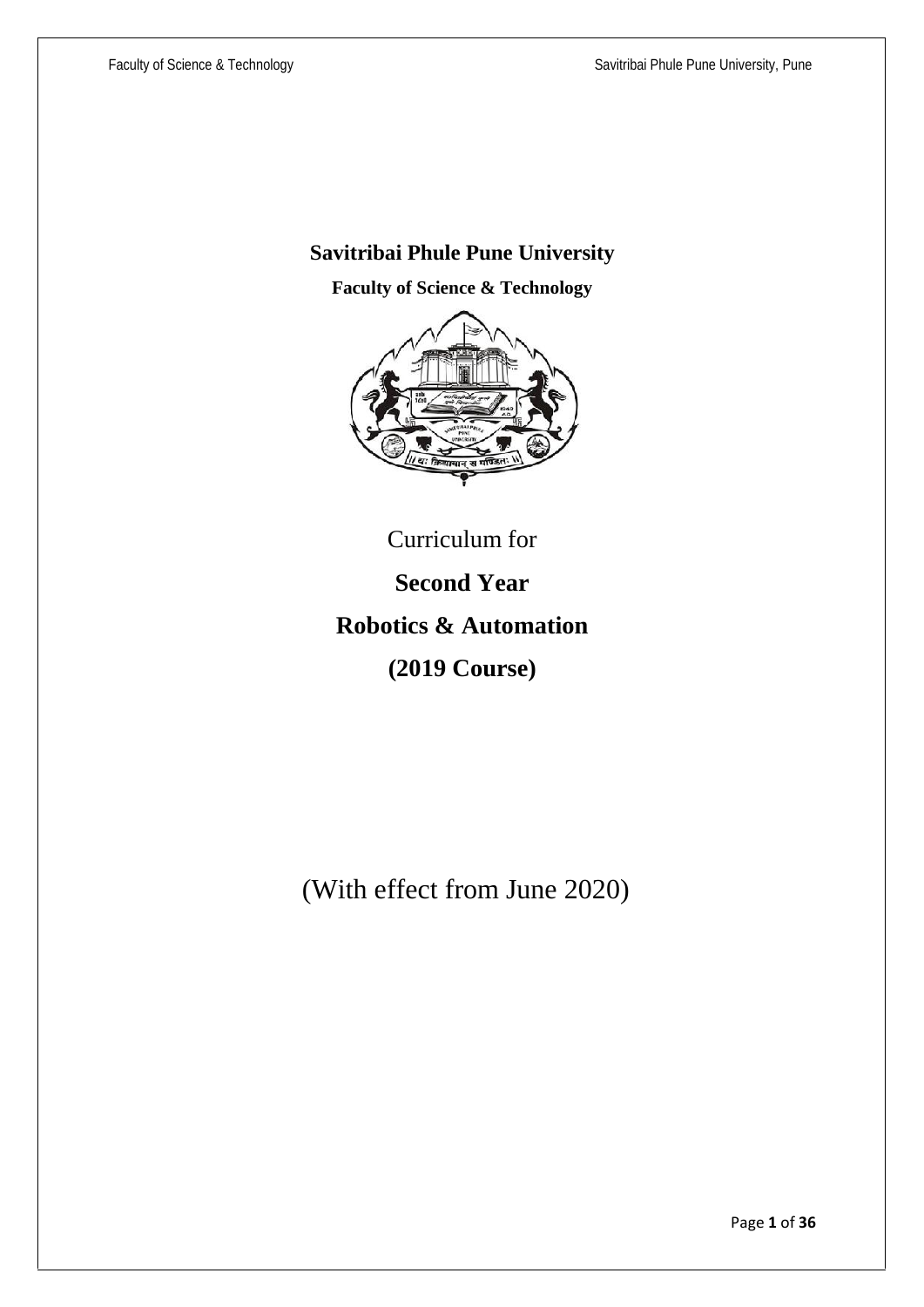# Savitribai Phule Pune University

## Faculty of Science & Technology

Curriculum for

**Second Year**

**Robotics & Automation**

**(2019 Course)**

(With effect from June 2020)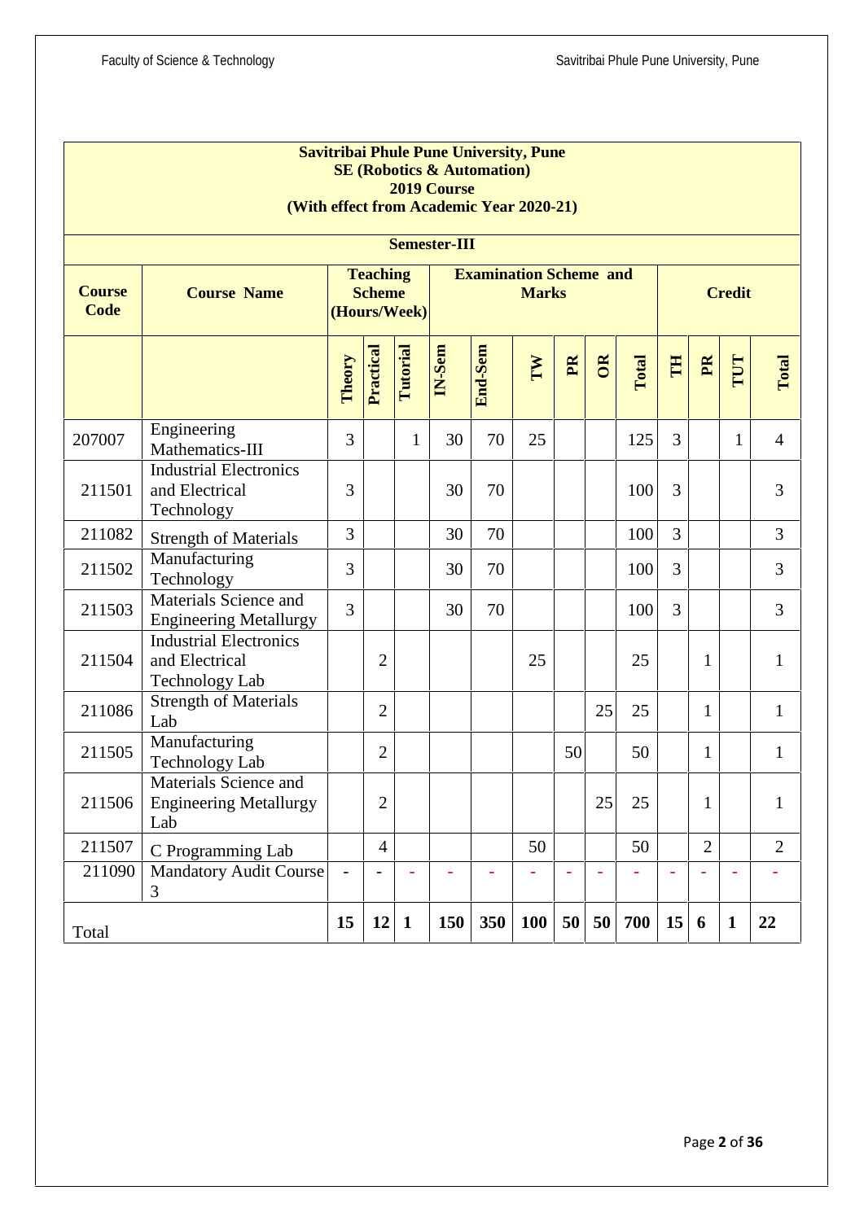**Savitribai Phule Pune University, Pune**
**SE (Robotics & Automation)**
**2019 Course**
**(With effect from Academic Year 2020-21)**

**Semester-III**

| Course Code | Course Name | Teaching Scheme (Hours/Week) | | | Examination Scheme and Marks | | | | | | Credit | | | |
|---|---|---|---|---|---|---|---|---|---|---|---|---|---|---|
| | | Theory | Practical | Tutorial | IN-Sem | End-Sem | TW | PR | OR | Total | TH | PR | TUT | Total |
| 207007 | Engineering Mathematics-III | 3 | | 1 | 30 | 70 | 25 | | | 125 | 3 | | 1 | 4 |
| 211501 | Industrial Electronics and Electrical Technology | 3 | | | 30 | 70 | | | | 100 | 3 | | | 3 |
| 211082 | Strength of Materials | 3 | | | 30 | 70 | | | | 100 | 3 | | | 3 |
| 211502 | Manufacturing Technology | 3 | | | 30 | 70 | | | | 100 | 3 | | | 3 |
| 211503 | Materials Science and Engineering Metallurgy | 3 | | | 30 | 70 | | | | 100 | 3 | | | 3 |
| 211504 | Industrial Electronics and Electrical Technology Lab | | 2 | | | | 25 | | | 25 | | 1 | | 1 |
| 211086 | Strength of Materials Lab | | 2 | | | | | | 25 | 25 | | 1 | | 1 |
| 211505 | Manufacturing Technology Lab | | 2 | | | | | 50 | | 50 | | 1 | | 1 |
| 211506 | Materials Science and Engineering Metallurgy Lab | | 2 | | | | | | 25 | 25 | | 1 | | 1 |
| 211507 | C Programming Lab | | 4 | | | | 50 | | | 50 | | 2 | | 2 |
| 211090 | Mandatory Audit Course 3 | - | - | - | - | - | - | - | - | - | - | - | - | - |
| Total | | **15** | **12** | **1** | **150** | **350** | **100** | **50** | **50** | **700** | **15** | **6** | **1** | **22** |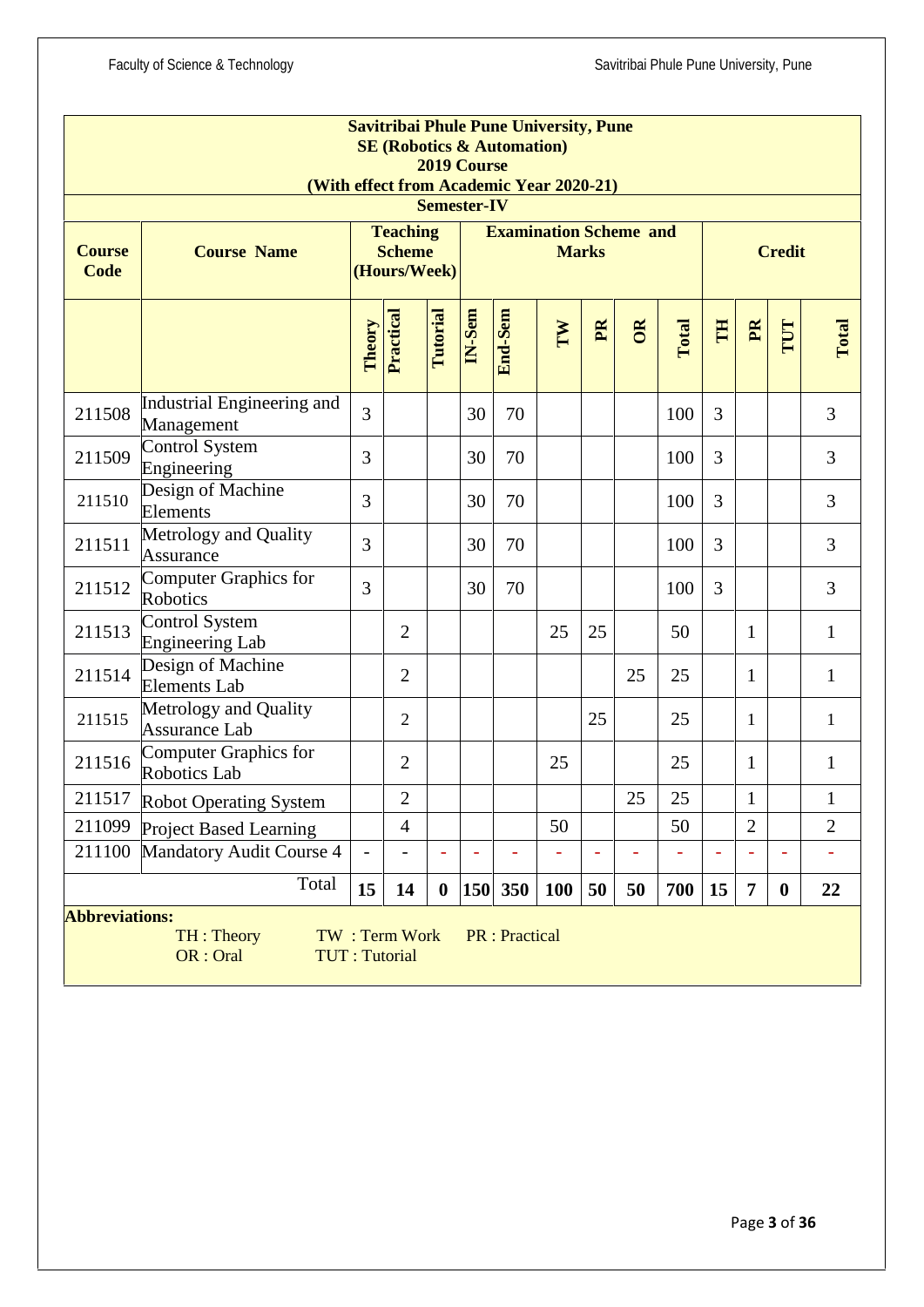**Savitribai Phule Pune University, Pune**
**SE (Robotics & Automation)**
**2019 Course**
**(With effect from Academic Year 2020-21)**
**Semester-IV**

| Course Code | Course Name | Teaching Scheme (Hours/Week) | | | Examination Scheme and Marks | | | | | | Credit | | | |
|---|---|---|---|---|---|---|---|---|---|---|---|---|---|---|
| | | Theory | Practical | Tutorial | IN-Sem | End-Sem | TW | PR | OR | Total | TH | PR | TUT | Total |
| 211508 | Industrial Engineering and Management | 3 | | | 30 | 70 | | | | 100 | 3 | | | 3 |
| 211509 | Control System Engineering | 3 | | | 30 | 70 | | | | 100 | 3 | | | 3 |
| 211510 | Design of Machine Elements | 3 | | | 30 | 70 | | | | 100 | 3 | | | 3 |
| 211511 | Metrology and Quality Assurance | 3 | | | 30 | 70 | | | | 100 | 3 | | | 3 |
| 211512 | Computer Graphics for Robotics | 3 | | | 30 | 70 | | | | 100 | 3 | | | 3 |
| 211513 | Control System Engineering Lab | | 2 | | | | 25 | 25 | | 50 | | 1 | | 1 |
| 211514 | Design of Machine Elements Lab | | 2 | | | | | | 25 | 25 | | 1 | | 1 |
| 211515 | Metrology and Quality Assurance Lab | | 2 | | | | | 25 | | 25 | | 1 | | 1 |
| 211516 | Computer Graphics for Robotics Lab | | 2 | | | | 25 | | | 25 | | 1 | | 1 |
| 211517 | Robot Operating System | | 2 | | | | | | 25 | 25 | | 1 | | 1 |
| 211099 | Project Based Learning | | 4 | | | | 50 | | | 50 | | 2 | | 2 |
| 211100 | Mandatory Audit Course 4 | - | - | - | - | - | - | - | - | - | - | - | - | - |
| | Total | 15 | 14 | 0 | 150 | 350 | 100 | 50 | 50 | 700 | 15 | 7 | 0 | 22 |

**Abbreviations:**

TH : Theory  TW : Term Work  PR : Practical
OR : Oral  TUT : Tutorial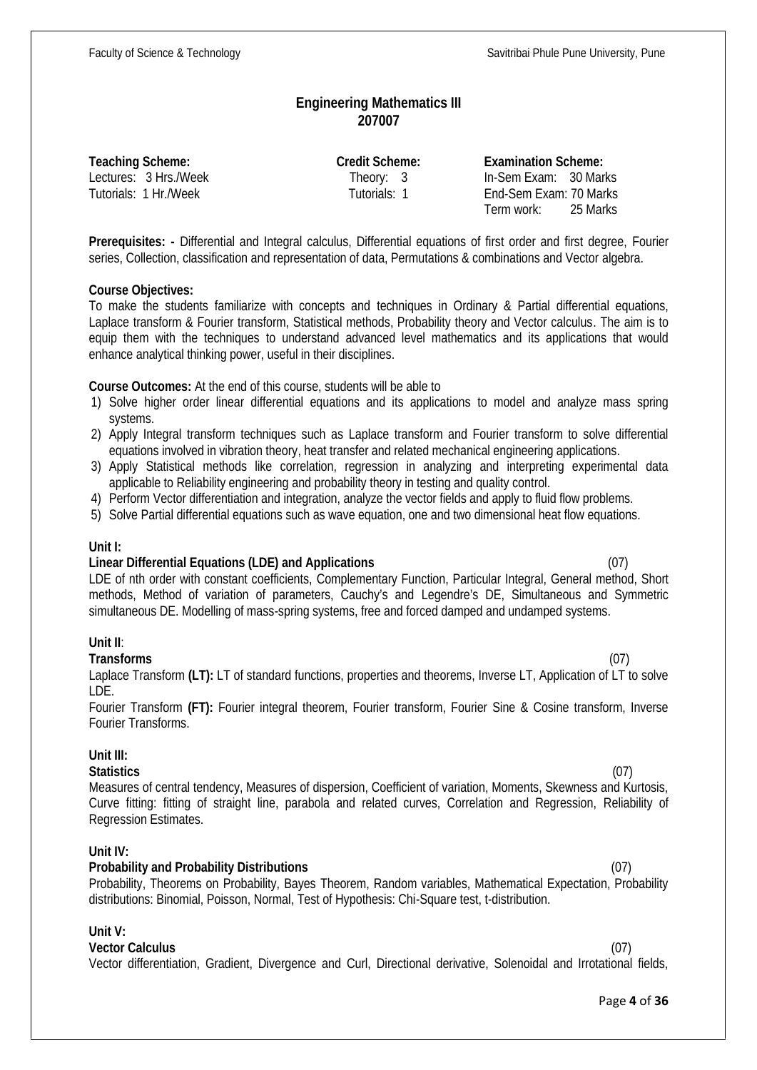## Engineering Mathematics III
## 207007

| **Teaching Scheme:** | **Credit Scheme:** | **Examination Scheme:** |
|---|---|---|
| Lectures: 3 Hrs./Week | Theory: 3 | In-Sem Exam: 30 Marks |
| Tutorials: 1 Hr./Week | Tutorials: 1 | End-Sem Exam: 70 Marks |
| | | Term work: 25 Marks |

**Prerequisites: -** Differential and Integral calculus, Differential equations of first order and first degree, Fourier series, Collection, classification and representation of data, Permutations & combinations and Vector algebra.

**Course Objectives:**

To make the students familiarize with concepts and techniques in Ordinary & Partial differential equations, Laplace transform & Fourier transform, Statistical methods, Probability theory and Vector calculus. The aim is to equip them with the techniques to understand advanced level mathematics and its applications that would enhance analytical thinking power, useful in their disciplines.

**Course Outcomes:** At the end of this course, students will be able to

1) Solve higher order linear differential equations and its applications to model and analyze mass spring systems.
2) Apply Integral transform techniques such as Laplace transform and Fourier transform to solve differential equations involved in vibration theory, heat transfer and related mechanical engineering applications.
3) Apply Statistical methods like correlation, regression in analyzing and interpreting experimental data applicable to Reliability engineering and probability theory in testing and quality control.
4) Perform Vector differentiation and integration, analyze the vector fields and apply to fluid flow problems.
5) Solve Partial differential equations such as wave equation, one and two dimensional heat flow equations.

**Unit I:**

**Linear Differential Equations (LDE) and Applications** (07)

LDE of nth order with constant coefficients, Complementary Function, Particular Integral, General method, Short methods, Method of variation of parameters, Cauchy's and Legendre's DE, Simultaneous and Symmetric simultaneous DE. Modelling of mass-spring systems, free and forced damped and undamped systems.

**Unit II**:

**Transforms** (07)

Laplace Transform **(LT):** LT of standard functions, properties and theorems, Inverse LT, Application of LT to solve LDE.

Fourier Transform **(FT):** Fourier integral theorem, Fourier transform, Fourier Sine & Cosine transform, Inverse Fourier Transforms.

**Unit III:**

**Statistics** (07)

Measures of central tendency, Measures of dispersion, Coefficient of variation, Moments, Skewness and Kurtosis, Curve fitting: fitting of straight line, parabola and related curves, Correlation and Regression, Reliability of Regression Estimates.

**Unit IV:**

**Probability and Probability Distributions** (07)

Probability, Theorems on Probability, Bayes Theorem, Random variables, Mathematical Expectation, Probability distributions: Binomial, Poisson, Normal, Test of Hypothesis: Chi-Square test, t-distribution.

**Unit V:**

**Vector Calculus** (07)

Vector differentiation, Gradient, Divergence and Curl, Directional derivative, Solenoidal and Irrotational fields,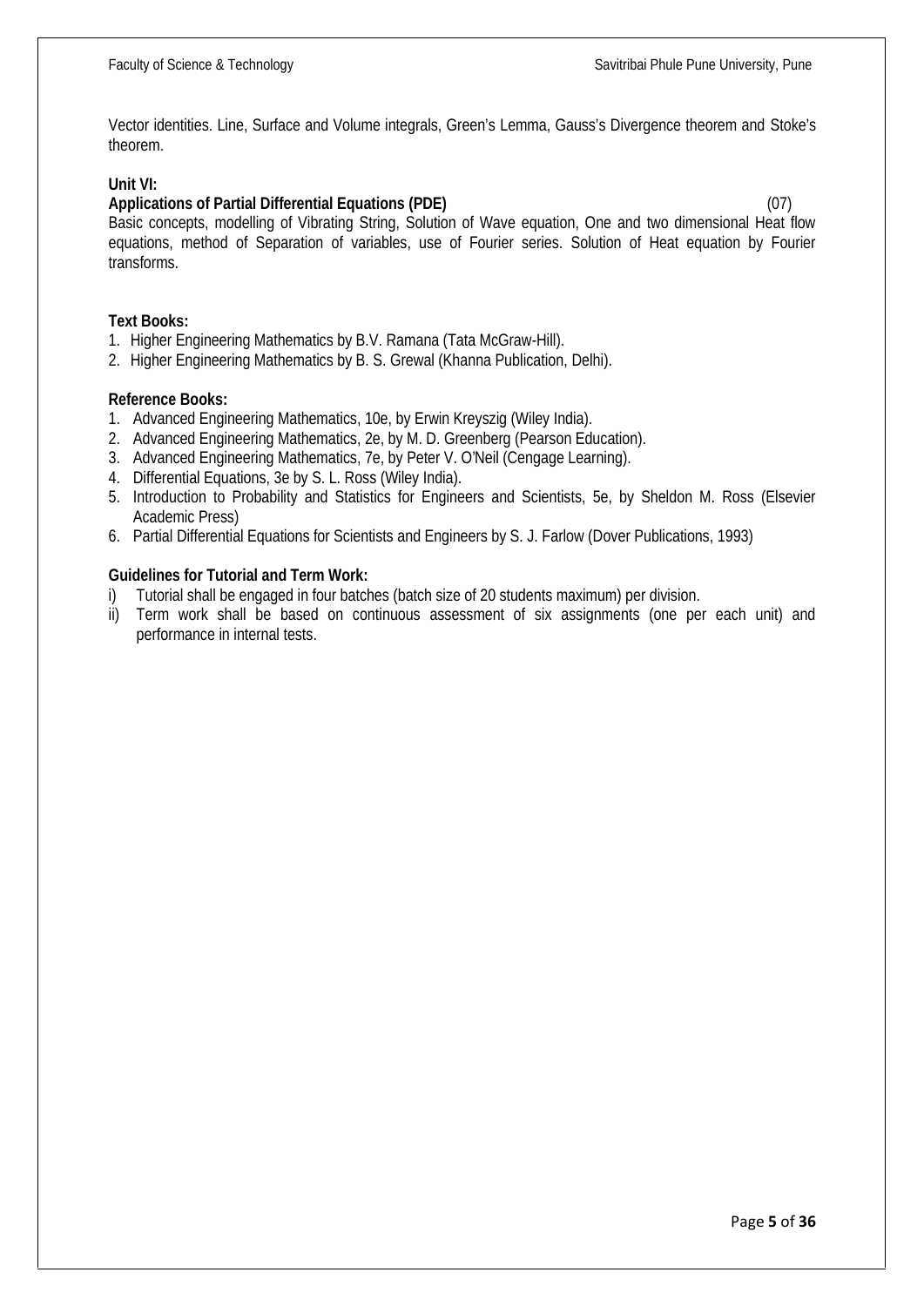Vector identities. Line, Surface and Volume integrals, Green's Lemma, Gauss's Divergence theorem and Stoke's theorem.

**Unit VI:**

**Applications of Partial Differential Equations (PDE)** (07)

Basic concepts, modelling of Vibrating String, Solution of Wave equation, One and two dimensional Heat flow equations, method of Separation of variables, use of Fourier series. Solution of Heat equation by Fourier transforms.

**Text Books:**

1. Higher Engineering Mathematics by B.V. Ramana (Tata McGraw-Hill).
2. Higher Engineering Mathematics by B. S. Grewal (Khanna Publication, Delhi).

**Reference Books:**

1. Advanced Engineering Mathematics, 10e, by Erwin Kreyszig (Wiley India).
2. Advanced Engineering Mathematics, 2e, by M. D. Greenberg (Pearson Education).
3. Advanced Engineering Mathematics, 7e, by Peter V. O'Neil (Cengage Learning).
4. Differential Equations, 3e by S. L. Ross (Wiley India).
5. Introduction to Probability and Statistics for Engineers and Scientists, 5e, by Sheldon M. Ross (Elsevier Academic Press)
6. Partial Differential Equations for Scientists and Engineers by S. J. Farlow (Dover Publications, 1993)

**Guidelines for Tutorial and Term Work:**

i) Tutorial shall be engaged in four batches (batch size of 20 students maximum) per division.

ii) Term work shall be based on continuous assessment of six assignments (one per each unit) and performance in internal tests.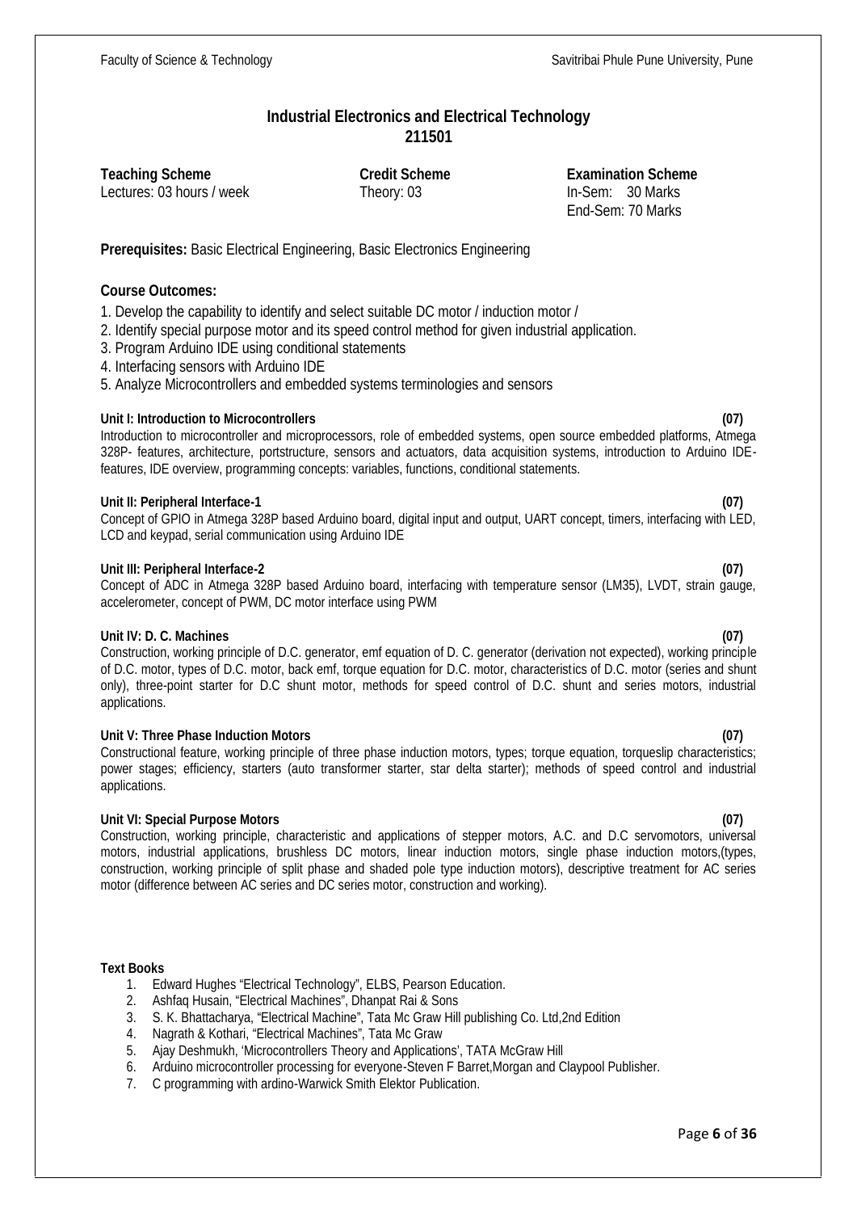# Industrial Electronics and Electrical Technology
## 211501

| Teaching Scheme | Credit Scheme | Examination Scheme |
|---|---|---|
| Lectures: 03 hours / week | Theory: 03 | In-Sem: 30 Marks |
| | | End-Sem: 70 Marks |

**Prerequisites:** Basic Electrical Engineering, Basic Electronics Engineering

**Course Outcomes:**

1. Develop the capability to identify and select suitable DC motor / induction motor /
2. Identify special purpose motor and its speed control method for given industrial application.
3. Program Arduino IDE using conditional statements
4. Interfacing sensors with Arduino IDE
5. Analyze Microcontrollers and embedded systems terminologies and sensors

**Unit I: Introduction to Microcontrollers (07)**

Introduction to microcontroller and microprocessors, role of embedded systems, open source embedded platforms, Atmega 328P- features, architecture, portstructure, sensors and actuators, data acquisition systems, introduction to Arduino IDE-features, IDE overview, programming concepts: variables, functions, conditional statements.

**Unit II: Peripheral Interface-1 (07)**

Concept of GPIO in Atmega 328P based Arduino board, digital input and output, UART concept, timers, interfacing with LED, LCD and keypad, serial communication using Arduino IDE

**Unit III: Peripheral Interface-2 (07)**

Concept of ADC in Atmega 328P based Arduino board, interfacing with temperature sensor (LM35), LVDT, strain gauge, accelerometer, concept of PWM, DC motor interface using PWM

**Unit IV: D. C. Machines (07)**

Construction, working principle of D.C. generator, emf equation of D. C. generator (derivation not expected), working principle of D.C. motor, types of D.C. motor, back emf, torque equation for D.C. motor, characteristics of D.C. motor (series and shunt only), three-point starter for D.C shunt motor, methods for speed control of D.C. shunt and series motors, industrial applications.

**Unit V: Three Phase Induction Motors (07)**

Constructional feature, working principle of three phase induction motors, types; torque equation, torqueslip characteristics; power stages; efficiency, starters (auto transformer starter, star delta starter); methods of speed control and industrial applications.

**Unit VI: Special Purpose Motors (07)**

Construction, working principle, characteristic and applications of stepper motors, A.C. and D.C servomotors, universal motors, industrial applications, brushless DC motors, linear induction motors, single phase induction motors,(types, construction, working principle of split phase and shaded pole type induction motors), descriptive treatment for AC series motor (difference between AC series and DC series motor, construction and working).

**Text Books**

1. Edward Hughes "Electrical Technology", ELBS, Pearson Education.
2. Ashfaq Husain, "Electrical Machines", Dhanpat Rai & Sons
3. S. K. Bhattacharya, "Electrical Machine", Tata Mc Graw Hill publishing Co. Ltd,2nd Edition
4. Nagrath & Kothari, "Electrical Machines", Tata Mc Graw
5. Ajay Deshmukh, 'Microcontrollers Theory and Applications', TATA McGraw Hill
6. Arduino microcontroller processing for everyone-Steven F Barret,Morgan and Claypool Publisher.
7. C programming with ardino-Warwick Smith Elektor Publication.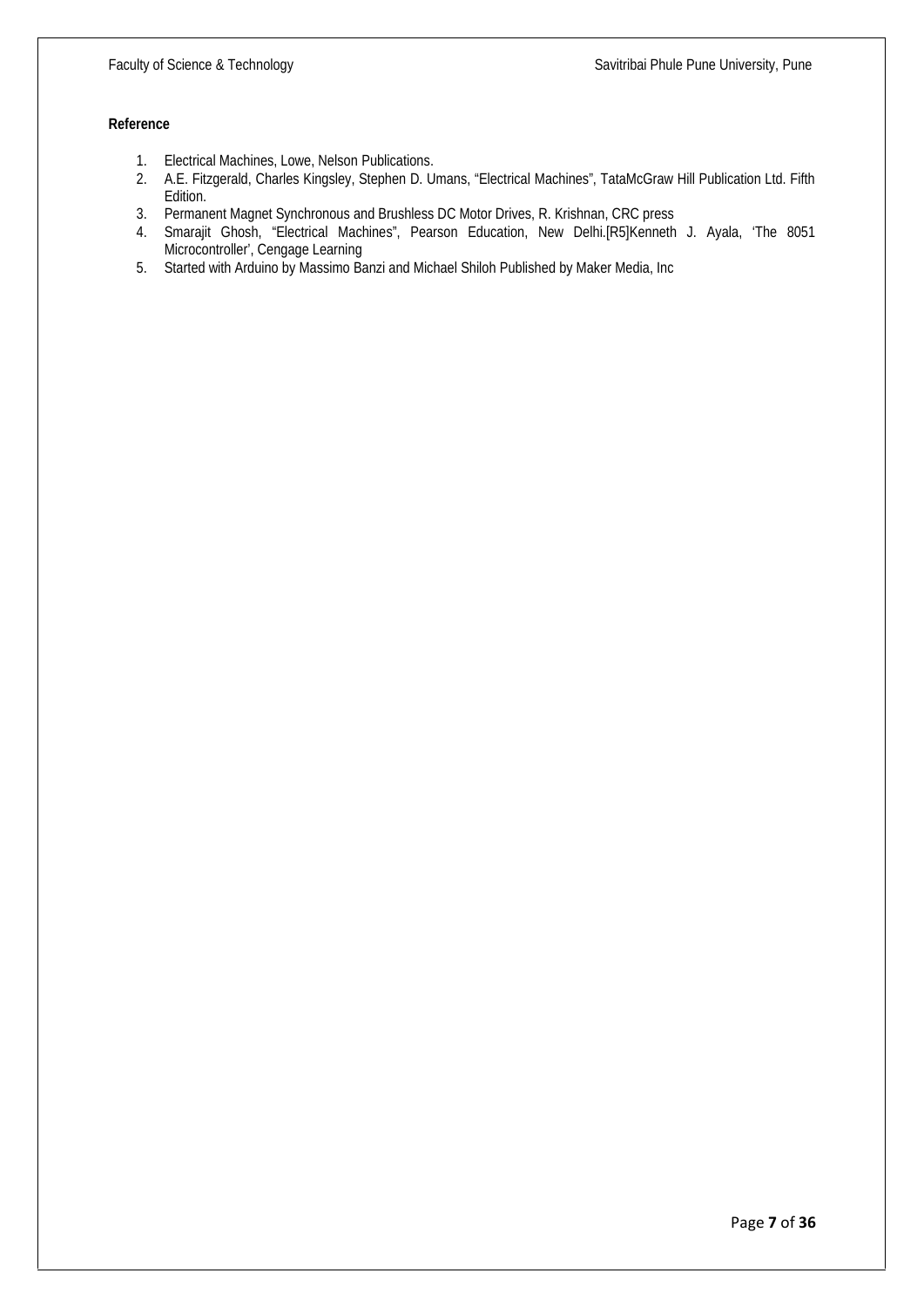**Reference**

1. Electrical Machines, Lowe, Nelson Publications.
2. A.E. Fitzgerald, Charles Kingsley, Stephen D. Umans, "Electrical Machines", TataMcGraw Hill Publication Ltd. Fifth Edition.
3. Permanent Magnet Synchronous and Brushless DC Motor Drives, R. Krishnan, CRC press
4. Smarajit Ghosh, "Electrical Machines", Pearson Education, New Delhi.[R5]Kenneth J. Ayala, 'The 8051 Microcontroller', Cengage Learning
5. Started with Arduino by Massimo Banzi and Michael Shiloh Published by Maker Media, Inc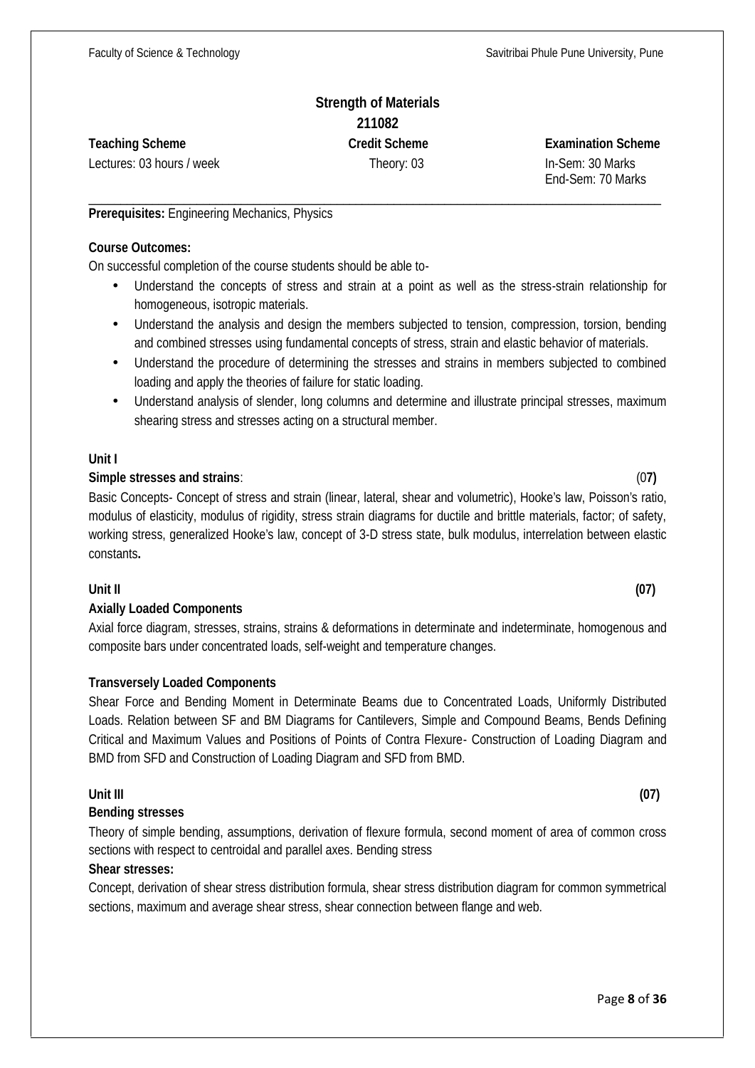# Strength of Materials
## 211082

| **Teaching Scheme** | **Credit Scheme** | **Examination Scheme** |
|---|---|---|
| Lectures: 03 hours / week | Theory: 03 | In-Sem: 30 Marks<br>End-Sem: 70 Marks |

**Prerequisites:** Engineering Mechanics, Physics

**Course Outcomes:**

On successful completion of the course students should be able to-

- Understand the concepts of stress and strain at a point as well as the stress-strain relationship for homogeneous, isotropic materials.
- Understand the analysis and design the members subjected to tension, compression, torsion, bending and combined stresses using fundamental concepts of stress, strain and elastic behavior of materials.
- Understand the procedure of determining the stresses and strains in members subjected to combined loading and apply the theories of failure for static loading.
- Understand analysis of slender, long columns and determine and illustrate principal stresses, maximum shearing stress and stresses acting on a structural member.

**Unit I**

**Simple stresses and strains**: (0**7)**

Basic Concepts- Concept of stress and strain (linear, lateral, shear and volumetric), Hooke's law, Poisson's ratio, modulus of elasticity, modulus of rigidity, stress strain diagrams for ductile and brittle materials, factor; of safety, working stress, generalized Hooke's law, concept of 3-D stress state, bulk modulus, interrelation between elastic constants**.**

**Unit II** **(07)**

**Axially Loaded Components**

Axial force diagram, stresses, strains, strains & deformations in determinate and indeterminate, homogenous and composite bars under concentrated loads, self-weight and temperature changes.

**Transversely Loaded Components**

Shear Force and Bending Moment in Determinate Beams due to Concentrated Loads, Uniformly Distributed Loads. Relation between SF and BM Diagrams for Cantilevers, Simple and Compound Beams, Bends Defining Critical and Maximum Values and Positions of Points of Contra Flexure- Construction of Loading Diagram and BMD from SFD and Construction of Loading Diagram and SFD from BMD.

**Unit III** **(07)**

**Bending stresses**

Theory of simple bending, assumptions, derivation of flexure formula, second moment of area of common cross sections with respect to centroidal and parallel axes. Bending stress

**Shear stresses:**

Concept, derivation of shear stress distribution formula, shear stress distribution diagram for common symmetrical sections, maximum and average shear stress, shear connection between flange and web.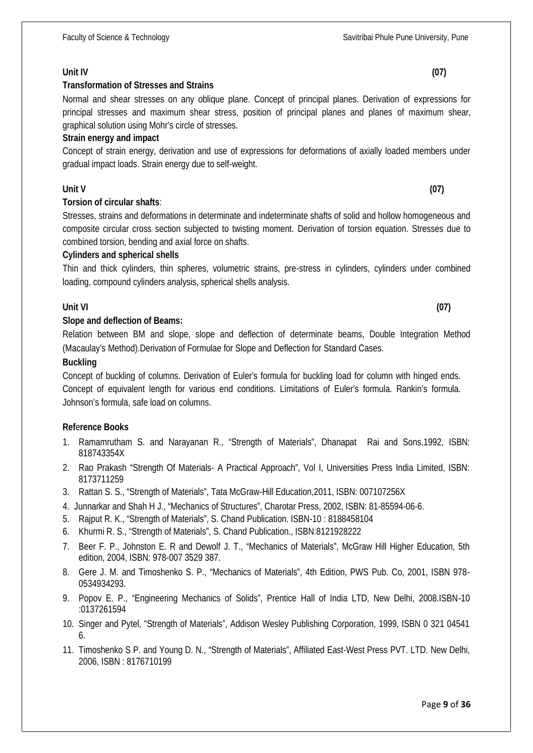**Unit IV** **(07)**

**Transformation of Stresses and Strains**

Normal and shear stresses on any oblique plane. Concept of principal planes. Derivation of expressions for principal stresses and maximum shear stress, position of principal planes and planes of maximum shear, graphical solution using Mohr's circle of stresses.

**Strain energy and impact**

Concept of strain energy, derivation and use of expressions for deformations of axially loaded members under gradual impact loads. Strain energy due to self-weight.

**Unit V** **(07)**

**Torsion of circular shafts**:

Stresses, strains and deformations in determinate and indeterminate shafts of solid and hollow homogeneous and composite circular cross section subjected to twisting moment. Derivation of torsion equation. Stresses due to combined torsion, bending and axial force on shafts.

**Cylinders and spherical shells**

Thin and thick cylinders, thin spheres, volumetric strains, pre-stress in cylinders, cylinders under combined loading, compound cylinders analysis, spherical shells analysis.

**Unit VI** **(07)**

**Slope and deflection of Beams:**

Relation between BM and slope, slope and deflection of determinate beams, Double Integration Method (Macaulay's Method).Derivation of Formulae for Slope and Deflection for Standard Cases.

**Buckling**

Concept of buckling of columns. Derivation of Euler's formula for buckling load for column with hinged ends. Concept of equivalent length for various end conditions. Limitations of Euler's formula. Rankin's formula. Johnson's formula, safe load on columns.

**Reference Books**

1. Ramamrutham S. and Narayanan R., "Strength of Materials", Dhanapat Rai and Sons,1992, ISBN: 818743354X
2. Rao Prakash "Strength Of Materials- A Practical Approach", Vol I, Universities Press India Limited, ISBN: 8173711259
3. Rattan S. S., "Strength of Materials", Tata McGraw-Hill Education,2011, ISBN: 007107256X
4. Junnarkar and Shah H J., "Mechanics of Structures", Charotar Press, 2002, ISBN: 81-85594-06-6.
5. Rajput R. K., "Strength of Materials", S. Chand Publication. ISBN-10 : 8188458104
6. Khurmi R. S., "Strength of Materials", S. Chand Publication., ISBN:8121928222
7. Beer F. P., Johnston E. R and Dewolf J. T., "Mechanics of Materials", McGraw Hill Higher Education, 5th edition, 2004, ISBN: 978-007 3529 387.
8. Gere J. M. and Timoshenko S. P., "Mechanics of Materials", 4th Edition, PWS Pub. Co, 2001, ISBN 978-0534934293.
9. Popov E. P., "Engineering Mechanics of Solids", Prentice Hall of India LTD, New Delhi, 2008.ISBN-10 :0137261594
10. Singer and Pytel, "Strength of Materials", Addison Wesley Publishing Corporation, 1999, ISBN 0 321 04541 6.
11. Timoshenko S P. and Young D. N., "Strength of Materials", Affiliated East-West Press PVT. LTD. New Delhi, 2006, ISBN : 8176710199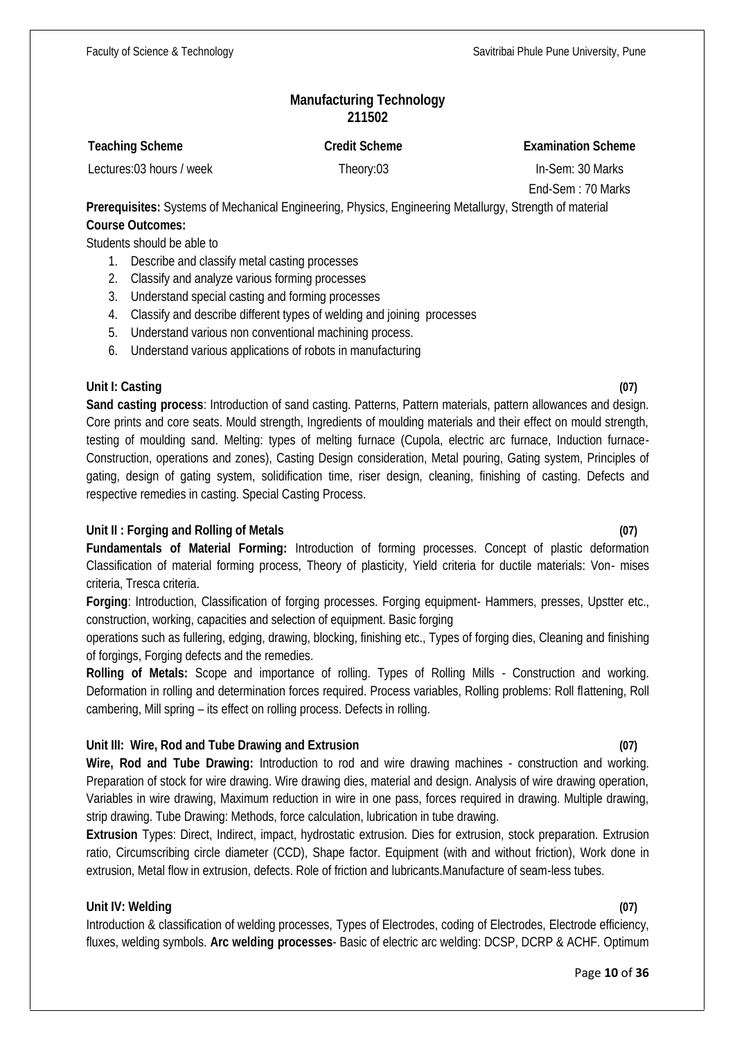## Manufacturing Technology
## 211502

| Teaching Scheme | Credit Scheme | Examination Scheme |
|---|---|---|
| Lectures:03 hours / week | Theory:03 | In-Sem: 30 Marks |
| | | End-Sem : 70 Marks |

**Prerequisites:** Systems of Mechanical Engineering, Physics, Engineering Metallurgy, Strength of material

**Course Outcomes:**

Students should be able to

1. Describe and classify metal casting processes
2. Classify and analyze various forming processes
3. Understand special casting and forming processes
4. Classify and describe different types of welding and joining processes
5. Understand various non conventional machining process.
6. Understand various applications of robots in manufacturing

### Unit I: Casting (07)

**Sand casting process**: Introduction of sand casting. Patterns, Pattern materials, pattern allowances and design. Core prints and core seats. Mould strength, Ingredients of moulding materials and their effect on mould strength, testing of moulding sand. Melting: types of melting furnace (Cupola, electric arc furnace, Induction furnace- Construction, operations and zones), Casting Design consideration, Metal pouring, Gating system, Principles of gating, design of gating system, solidification time, riser design, cleaning, finishing of casting. Defects and respective remedies in casting. Special Casting Process.

### Unit II : Forging and Rolling of Metals (07)

**Fundamentals of Material Forming:** Introduction of forming processes. Concept of plastic deformation Classification of material forming process, Theory of plasticity, Yield criteria for ductile materials: Von- mises criteria, Tresca criteria.

**Forging**: Introduction, Classification of forging processes. Forging equipment- Hammers, presses, Upstter etc., construction, working, capacities and selection of equipment. Basic forging operations such as fullering, edging, drawing, blocking, finishing etc., Types of forging dies, Cleaning and finishing of forgings, Forging defects and the remedies.

**Rolling of Metals:** Scope and importance of rolling. Types of Rolling Mills - Construction and working. Deformation in rolling and determination forces required. Process variables, Rolling problems: Roll flattening, Roll cambering, Mill spring – its effect on rolling process. Defects in rolling.

### Unit III: Wire, Rod and Tube Drawing and Extrusion (07)

**Wire, Rod and Tube Drawing:** Introduction to rod and wire drawing machines - construction and working. Preparation of stock for wire drawing. Wire drawing dies, material and design. Analysis of wire drawing operation, Variables in wire drawing, Maximum reduction in wire in one pass, forces required in drawing. Multiple drawing, strip drawing. Tube Drawing: Methods, force calculation, lubrication in tube drawing.

**Extrusion** Types: Direct, Indirect, impact, hydrostatic extrusion. Dies for extrusion, stock preparation. Extrusion ratio, Circumscribing circle diameter (CCD), Shape factor. Equipment (with and without friction), Work done in extrusion, Metal flow in extrusion, defects. Role of friction and lubricants.Manufacture of seam-less tubes.

### Unit IV: Welding (07)

Introduction & classification of welding processes, Types of Electrodes, coding of Electrodes, Electrode efficiency, fluxes, welding symbols. **Arc welding processes**- Basic of electric arc welding: DCSP, DCRP & ACHF. Optimum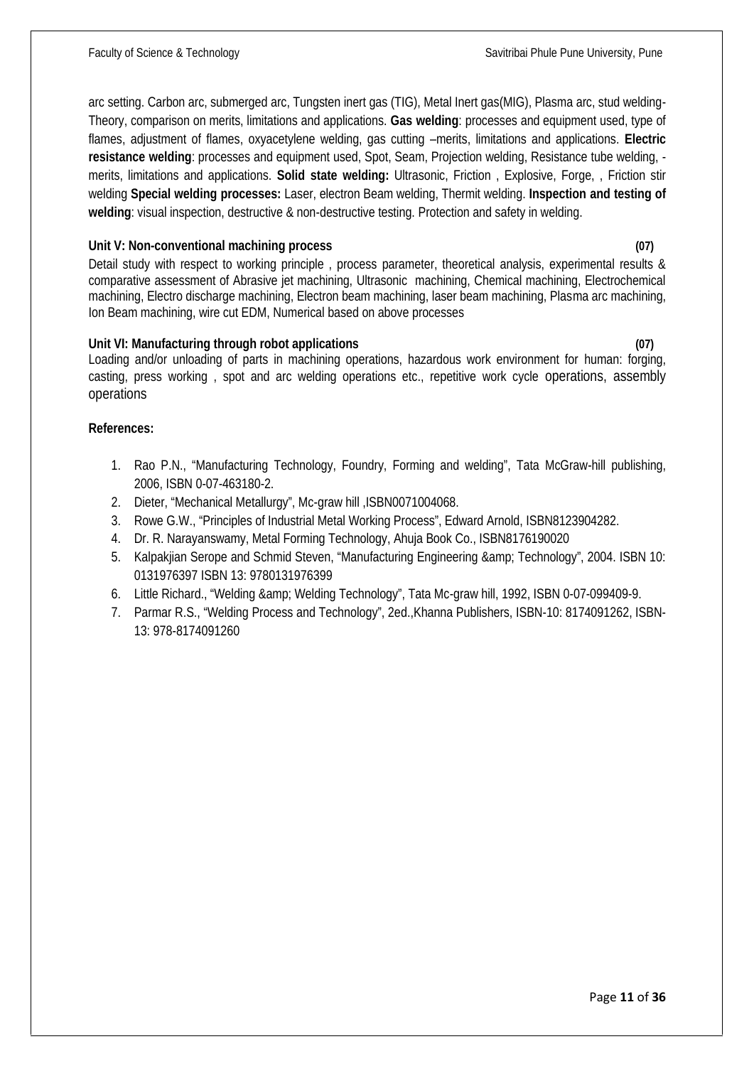arc setting. Carbon arc, submerged arc, Tungsten inert gas (TIG), Metal Inert gas(MIG), Plasma arc, stud welding-Theory, comparison on merits, limitations and applications. **Gas welding**: processes and equipment used, type of flames, adjustment of flames, oxyacetylene welding, gas cutting –merits, limitations and applications. **Electric resistance welding**: processes and equipment used, Spot, Seam, Projection welding, Resistance tube welding, -merits, limitations and applications. **Solid state welding:** Ultrasonic, Friction , Explosive, Forge, , Friction stir welding **Special welding processes:** Laser, electron Beam welding, Thermit welding. **Inspection and testing of welding**: visual inspection, destructive & non-destructive testing. Protection and safety in welding.

**Unit V: Non-conventional machining process (07)**

Detail study with respect to working principle , process parameter, theoretical analysis, experimental results & comparative assessment of Abrasive jet machining, Ultrasonic machining, Chemical machining, Electrochemical machining, Electro discharge machining, Electron beam machining, laser beam machining, Plasma arc machining, Ion Beam machining, wire cut EDM, Numerical based on above processes

**Unit VI: Manufacturing through robot applications (07)**

Loading and/or unloading of parts in machining operations, hazardous work environment for human: forging, casting, press working , spot and arc welding operations etc., repetitive work cycle operations, assembly operations

**References:**

1. Rao P.N., "Manufacturing Technology, Foundry, Forming and welding", Tata McGraw-hill publishing, 2006, ISBN 0-07-463180-2.
2. Dieter, "Mechanical Metallurgy", Mc-graw hill ,ISBN0071004068.
3. Rowe G.W., "Principles of Industrial Metal Working Process", Edward Arnold, ISBN8123904282.
4. Dr. R. Narayanswamy, Metal Forming Technology, Ahuja Book Co., ISBN8176190020
5. Kalpakjian Serope and Schmid Steven, "Manufacturing Engineering &amp; Technology", 2004. ISBN 10: 0131976397 ISBN 13: 9780131976399
6. Little Richard., "Welding &amp; Welding Technology", Tata Mc-graw hill, 1992, ISBN 0-07-099409-9.
7. Parmar R.S., "Welding Process and Technology", 2ed.,Khanna Publishers, ISBN-10: 8174091262, ISBN-13: 978-8174091260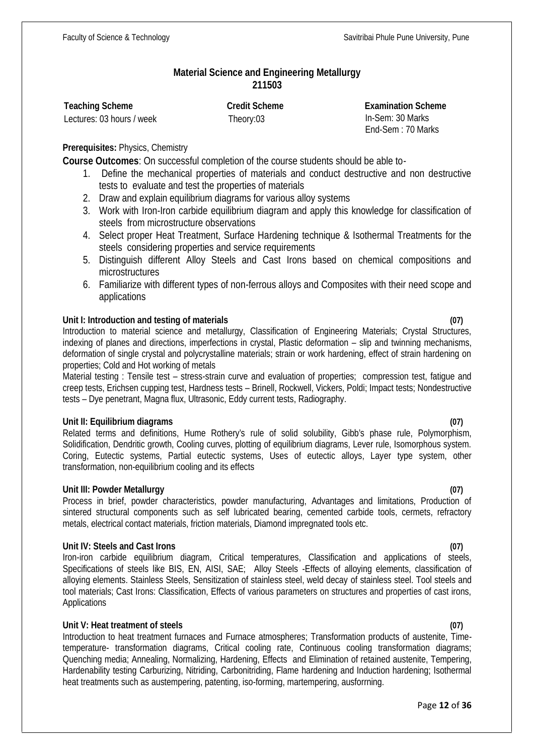## Material Science and Engineering Metallurgy
## 211503

| Teaching Scheme | Credit Scheme | Examination Scheme |
|---|---|---|
| Lectures: 03 hours / week | Theory:03 | In-Sem: 30 Marks<br>End-Sem : 70 Marks |

**Prerequisites:** Physics, Chemistry

**Course Outcomes**: On successful completion of the course students should be able to-

1. Define the mechanical properties of materials and conduct destructive and non destructive tests to evaluate and test the properties of materials
2. Draw and explain equilibrium diagrams for various alloy systems
3. Work with Iron-Iron carbide equilibrium diagram and apply this knowledge for classification of steels from microstructure observations
4. Select proper Heat Treatment, Surface Hardening technique & Isothermal Treatments for the steels considering properties and service requirements
5. Distinguish different Alloy Steels and Cast Irons based on chemical compositions and microstructures
6. Familiarize with different types of non-ferrous alloys and Composites with their need scope and applications

**Unit I: Introduction and testing of materials (07)**

Introduction to material science and metallurgy, Classification of Engineering Materials; Crystal Structures, indexing of planes and directions, imperfections in crystal, Plastic deformation – slip and twinning mechanisms, deformation of single crystal and polycrystalline materials; strain or work hardening, effect of strain hardening on properties; Cold and Hot working of metals

Material testing : Tensile test – stress-strain curve and evaluation of properties; compression test, fatigue and creep tests, Erichsen cupping test, Hardness tests – Brinell, Rockwell, Vickers, Poldi; Impact tests; Nondestructive tests – Dye penetrant, Magna flux, Ultrasonic, Eddy current tests, Radiography.

**Unit II: Equilibrium diagrams (07)**

Related terms and definitions, Hume Rothery's rule of solid solubility, Gibb's phase rule, Polymorphism, Solidification, Dendritic growth, Cooling curves, plotting of equilibrium diagrams, Lever rule, Isomorphous system. Coring, Eutectic systems, Partial eutectic systems, Uses of eutectic alloys, Layer type system, other transformation, non-equilibrium cooling and its effects

**Unit III: Powder Metallurgy (07)**

Process in brief, powder characteristics, powder manufacturing, Advantages and limitations, Production of sintered structural components such as self lubricated bearing, cemented carbide tools, cermets, refractory metals, electrical contact materials, friction materials, Diamond impregnated tools etc.

**Unit IV: Steels and Cast Irons (07)**

Iron-iron carbide equilibrium diagram, Critical temperatures, Classification and applications of steels, Specifications of steels like BIS, EN, AISI, SAE; Alloy Steels -Effects of alloying elements, classification of alloying elements. Stainless Steels, Sensitization of stainless steel, weld decay of stainless steel. Tool steels and tool materials; Cast Irons: Classification, Effects of various parameters on structures and properties of cast irons, Applications

**Unit V: Heat treatment of steels (07)**

Introduction to heat treatment furnaces and Furnace atmospheres; Transformation products of austenite, Time-temperature- transformation diagrams, Critical cooling rate, Continuous cooling transformation diagrams; Quenching media; Annealing, Normalizing, Hardening, Effects and Elimination of retained austenite, Tempering, Hardenability testing Carburizing, Nitriding, Carbonitriding, Flame hardening and Induction hardening; Isothermal heat treatments such as austempering, patenting, iso-forming, martempering, ausforrning.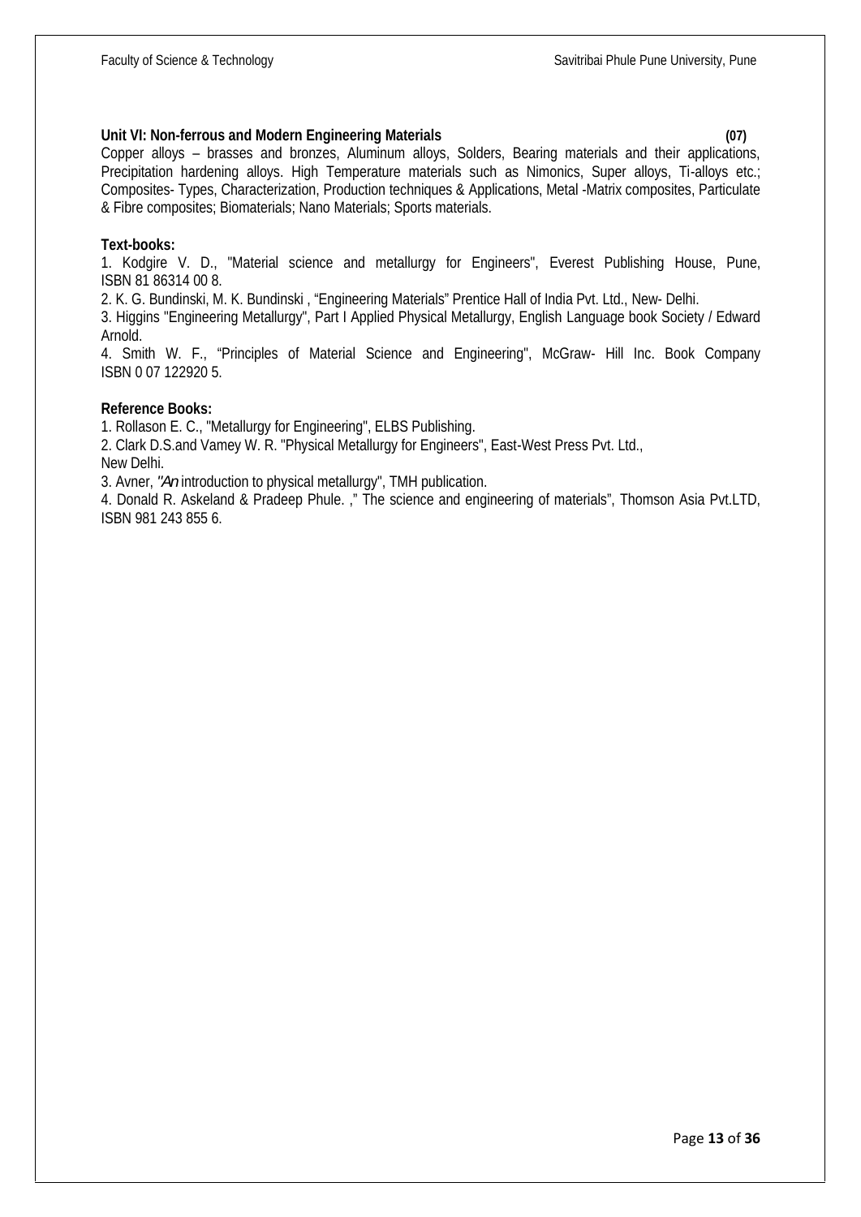**Unit VI: Non-ferrous and Modern Engineering Materials (07)**

Copper alloys – brasses and bronzes, Aluminum alloys, Solders, Bearing materials and their applications, Precipitation hardening alloys. High Temperature materials such as Nimonics, Super alloys, Ti-alloys etc.; Composites- Types, Characterization, Production techniques & Applications, Metal -Matrix composites, Particulate & Fibre composites; Biomaterials; Nano Materials; Sports materials.

**Text-books:**

1. Kodgire V. D., "Material science and metallurgy for Engineers", Everest Publishing House, Pune, ISBN 81 86314 00 8.
2. K. G. Bundinski, M. K. Bundinski , "Engineering Materials" Prentice Hall of India Pvt. Ltd., New- Delhi.
3. Higgins "Engineering Metallurgy", Part I Applied Physical Metallurgy, English Language book Society / Edward Arnold.
4. Smith W. F., "Principles of Material Science and Engineering", McGraw- Hill Inc. Book Company ISBN 0 07 122920 5.

**Reference Books:**

1. Rollason E. C., "Metallurgy for Engineering", ELBS Publishing.
2. Clark D.S.and Vamey W. R. "Physical Metallurgy for Engineers", East-West Press Pvt. Ltd., New Delhi.
3. Avner, *"An* introduction to physical metallurgy", TMH publication.
4. Donald R. Askeland & Pradeep Phule. ," The science and engineering of materials", Thomson Asia Pvt.LTD, ISBN 981 243 855 6.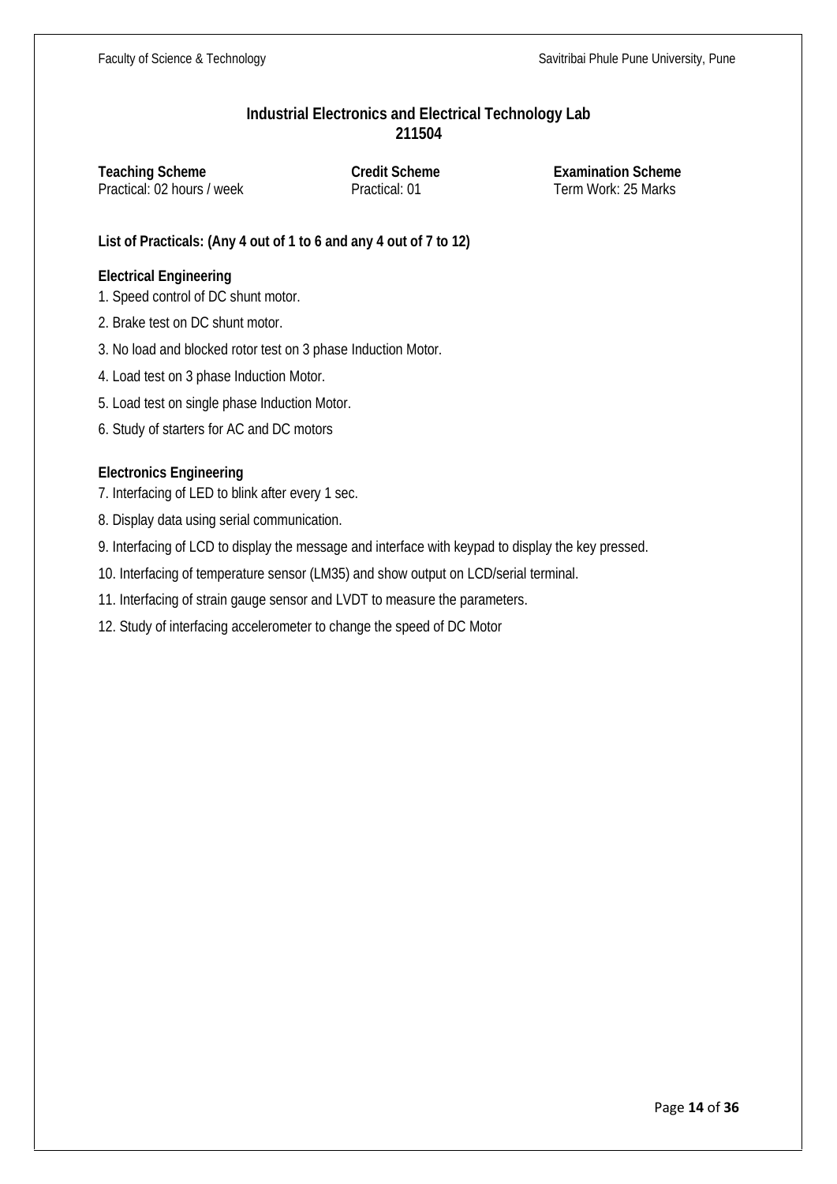## Industrial Electronics and Electrical Technology Lab
## 211504

| **Teaching Scheme** | **Credit Scheme** | **Examination Scheme** |
| --- | --- | --- |
| Practical: 02 hours / week | Practical: 01 | Term Work: 25 Marks |

**List of Practicals: (Any 4 out of 1 to 6 and any 4 out of 7 to 12)**

**Electrical Engineering**

1. Speed control of DC shunt motor.
2. Brake test on DC shunt motor.
3. No load and blocked rotor test on 3 phase Induction Motor.
4. Load test on 3 phase Induction Motor.
5. Load test on single phase Induction Motor.
6. Study of starters for AC and DC motors

**Electronics Engineering**

7. Interfacing of LED to blink after every 1 sec.
8. Display data using serial communication.
9. Interfacing of LCD to display the message and interface with keypad to display the key pressed.
10. Interfacing of temperature sensor (LM35) and show output on LCD/serial terminal.
11. Interfacing of strain gauge sensor and LVDT to measure the parameters.
12. Study of interfacing accelerometer to change the speed of DC Motor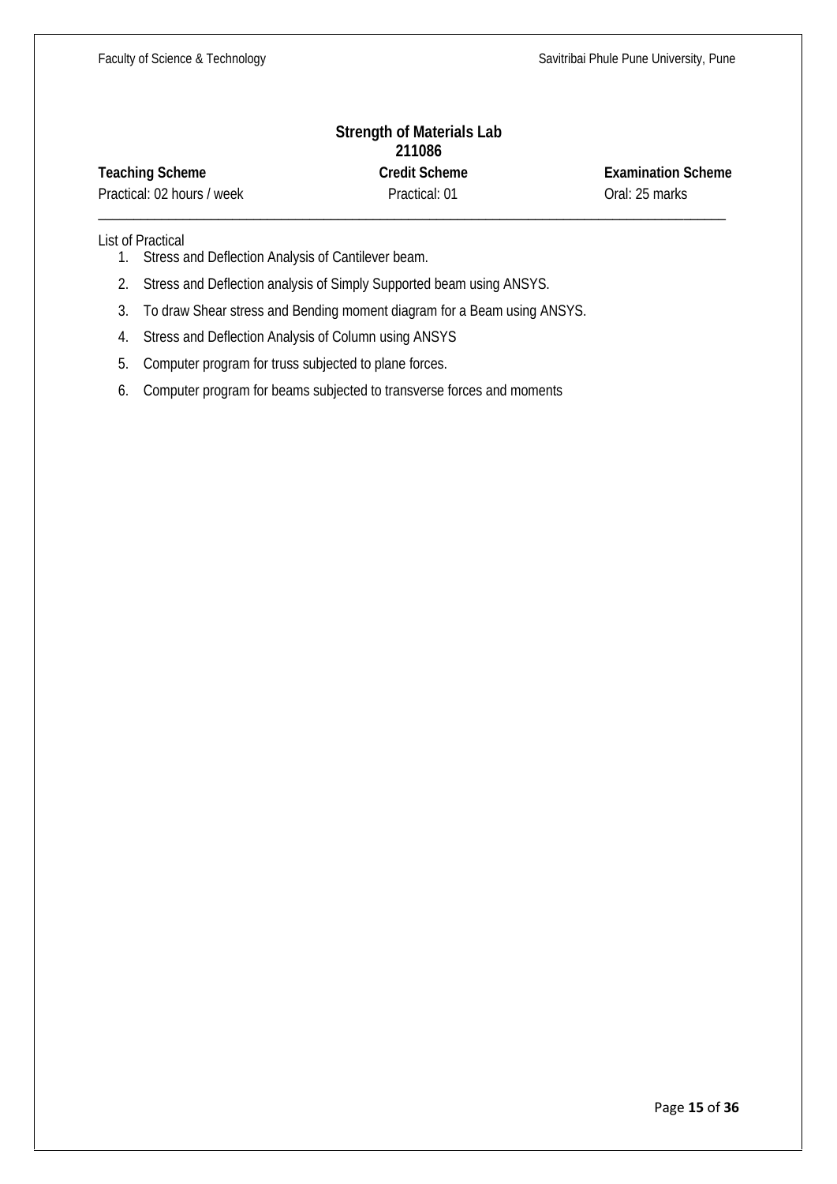## Strength of Materials Lab
### 211086

| **Teaching Scheme** | **Credit Scheme** | **Examination Scheme** |
|---|---|---|
| Practical: 02 hours / week | Practical: 01 | Oral: 25 marks |

---

List of Practical

1. Stress and Deflection Analysis of Cantilever beam.
2. Stress and Deflection analysis of Simply Supported beam using ANSYS.
3. To draw Shear stress and Bending moment diagram for a Beam using ANSYS.
4. Stress and Deflection Analysis of Column using ANSYS
5. Computer program for truss subjected to plane forces.
6. Computer program for beams subjected to transverse forces and moments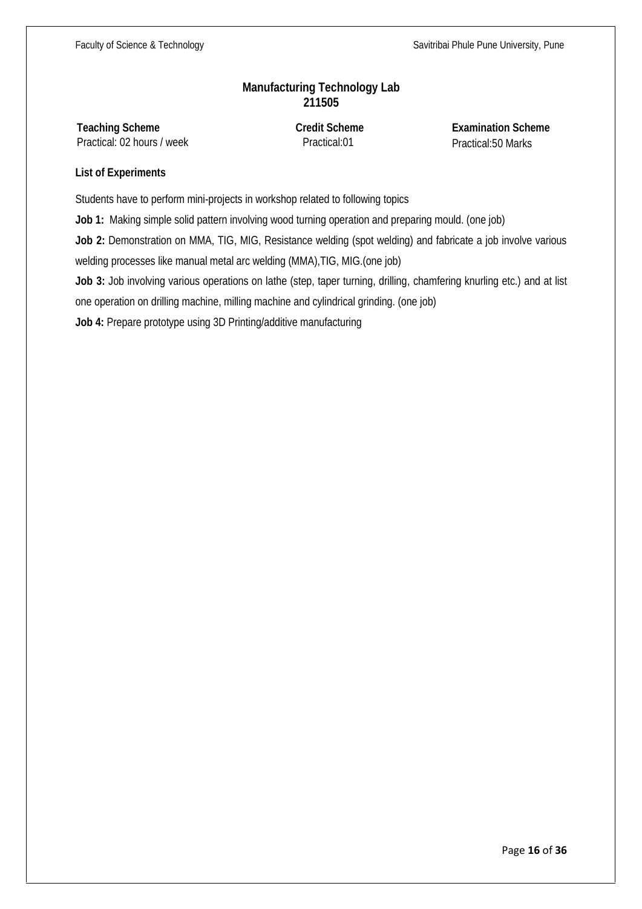## Manufacturing Technology Lab
## 211505

| Teaching Scheme | Credit Scheme | Examination Scheme |
|---|---|---|
| Practical: 02 hours / week | Practical:01 | Practical:50 Marks |

**List of Experiments**

Students have to perform mini-projects in workshop related to following topics

**Job 1:** Making simple solid pattern involving wood turning operation and preparing mould. (one job)

**Job 2:** Demonstration on MMA, TIG, MIG, Resistance welding (spot welding) and fabricate a job involve various welding processes like manual metal arc welding (MMA),TIG, MIG.(one job)

**Job 3:** Job involving various operations on lathe (step, taper turning, drilling, chamfering knurling etc.) and at list one operation on drilling machine, milling machine and cylindrical grinding. (one job)

**Job 4:** Prepare prototype using 3D Printing/additive manufacturing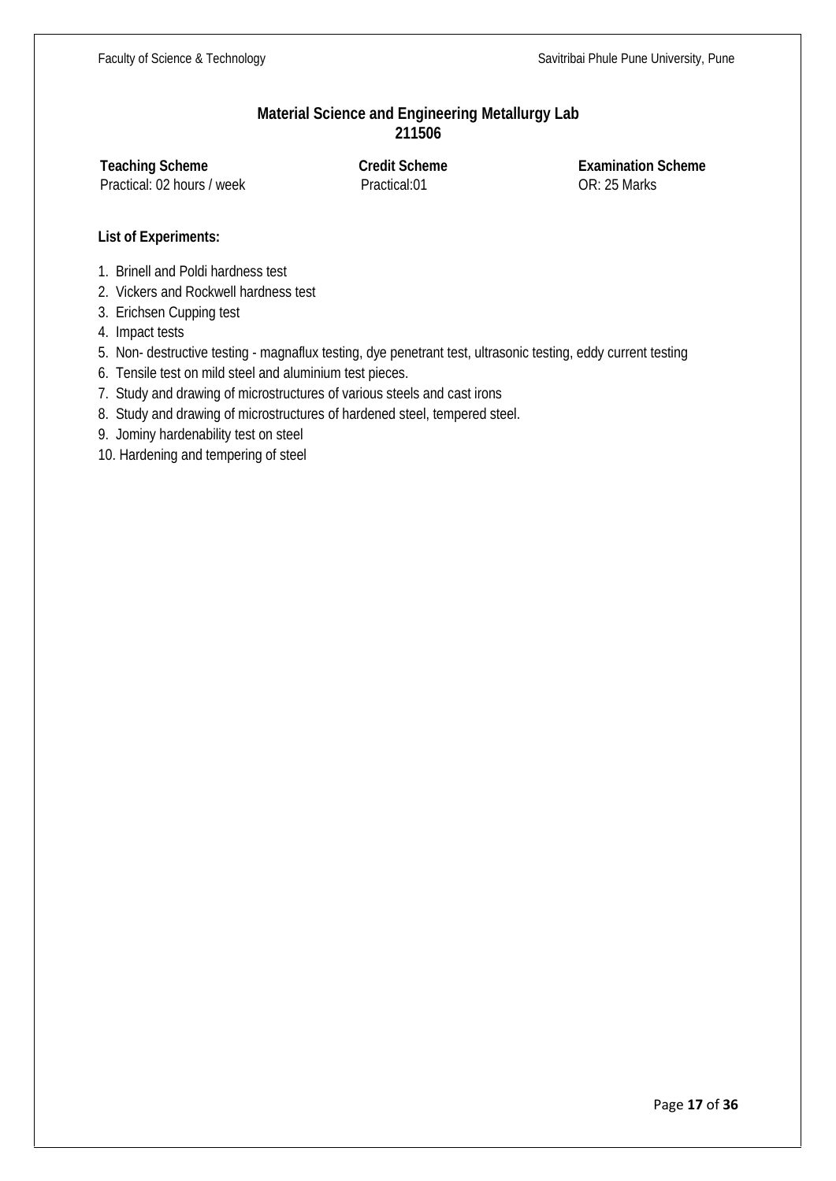## Material Science and Engineering Metallurgy Lab
## 211506

| **Teaching Scheme** | **Credit Scheme** | **Examination Scheme** |
| --- | --- | --- |
| Practical: 02 hours / week | Practical:01 | OR: 25 Marks |

**List of Experiments:**

1. Brinell and Poldi hardness test
2. Vickers and Rockwell hardness test
3. Erichsen Cupping test
4. Impact tests
5. Non- destructive testing - magnaflux testing, dye penetrant test, ultrasonic testing, eddy current testing
6. Tensile test on mild steel and aluminium test pieces.
7. Study and drawing of microstructures of various steels and cast irons
8. Study and drawing of microstructures of hardened steel, tempered steel.
9. Jominy hardenability test on steel
10. Hardening and tempering of steel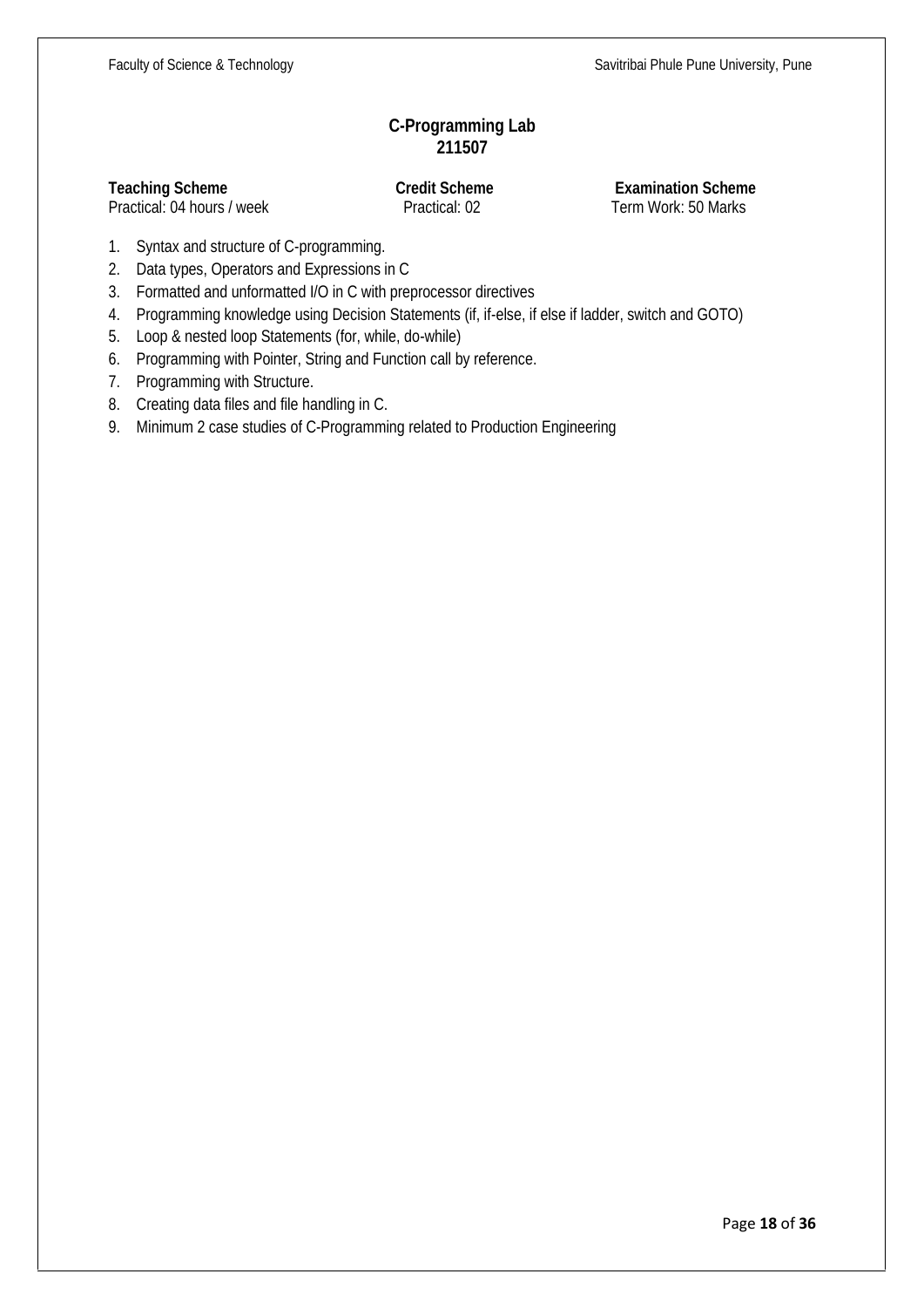## C-Programming Lab
## 211507

| **Teaching Scheme** | **Credit Scheme** | **Examination Scheme** |
| --- | --- | --- |
| Practical: 04 hours / week | Practical: 02 | Term Work: 50 Marks |

1. Syntax and structure of C-programming.
2. Data types, Operators and Expressions in C
3. Formatted and unformatted I/O in C with preprocessor directives
4. Programming knowledge using Decision Statements (if, if-else, if else if ladder, switch and GOTO)
5. Loop & nested loop Statements (for, while, do-while)
6. Programming with Pointer, String and Function call by reference.
7. Programming with Structure.
8. Creating data files and file handling in C.
9. Minimum 2 case studies of C-Programming related to Production Engineering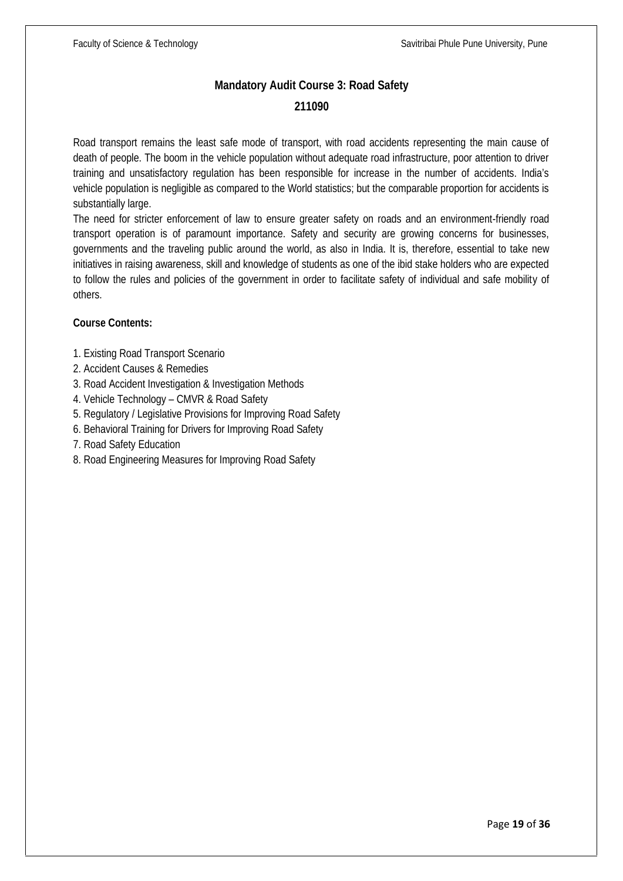## Mandatory Audit Course 3: Road Safety

**211090**

Road transport remains the least safe mode of transport, with road accidents representing the main cause of death of people. The boom in the vehicle population without adequate road infrastructure, poor attention to driver training and unsatisfactory regulation has been responsible for increase in the number of accidents. India's vehicle population is negligible as compared to the World statistics; but the comparable proportion for accidents is substantially large.

The need for stricter enforcement of law to ensure greater safety on roads and an environment-friendly road transport operation is of paramount importance. Safety and security are growing concerns for businesses, governments and the traveling public around the world, as also in India. It is, therefore, essential to take new initiatives in raising awareness, skill and knowledge of students as one of the ibid stake holders who are expected to follow the rules and policies of the government in order to facilitate safety of individual and safe mobility of others.

**Course Contents:**

1. Existing Road Transport Scenario
2. Accident Causes & Remedies
3. Road Accident Investigation & Investigation Methods
4. Vehicle Technology – CMVR & Road Safety
5. Regulatory / Legislative Provisions for Improving Road Safety
6. Behavioral Training for Drivers for Improving Road Safety
7. Road Safety Education
8. Road Engineering Measures for Improving Road Safety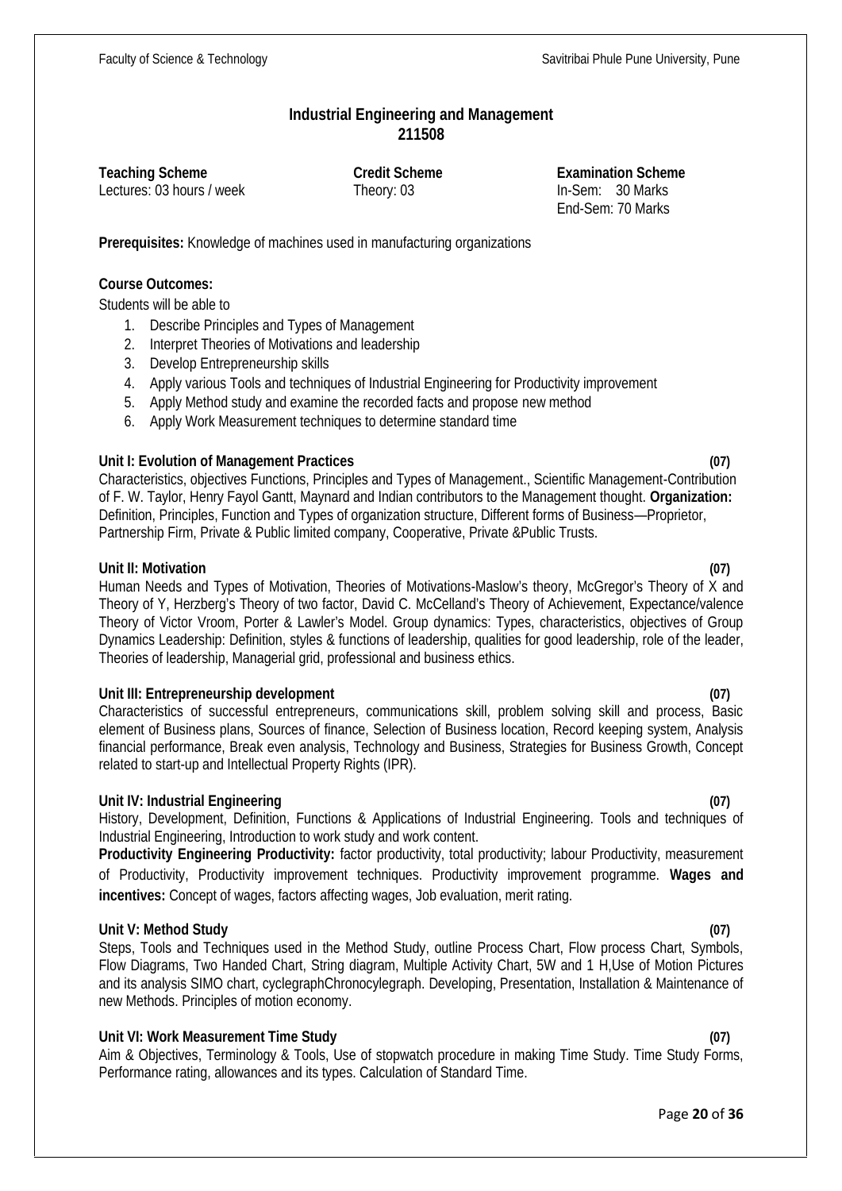# Industrial Engineering and Management
## 211508

| Teaching Scheme | Credit Scheme | Examination Scheme |
|---|---|---|
| Lectures: 03 hours / week | Theory: 03 | In-Sem: 30 Marks |
| | | End-Sem: 70 Marks |

**Prerequisites:** Knowledge of machines used in manufacturing organizations

**Course Outcomes:**

Students will be able to

1. Describe Principles and Types of Management
2. Interpret Theories of Motivations and leadership
3. Develop Entrepreneurship skills
4. Apply various Tools and techniques of Industrial Engineering for Productivity improvement
5. Apply Method study and examine the recorded facts and propose new method
6. Apply Work Measurement techniques to determine standard time

**Unit I: Evolution of Management Practices (07)**

Characteristics, objectives Functions, Principles and Types of Management., Scientific Management-Contribution of F. W. Taylor, Henry Fayol Gantt, Maynard and Indian contributors to the Management thought. **Organization:** Definition, Principles, Function and Types of organization structure, Different forms of Business—Proprietor, Partnership Firm, Private & Public limited company, Cooperative, Private &Public Trusts.

**Unit II: Motivation (07)**

Human Needs and Types of Motivation, Theories of Motivations-Maslow's theory, McGregor's Theory of X and Theory of Y, Herzberg's Theory of two factor, David C. McCelland's Theory of Achievement, Expectance/valence Theory of Victor Vroom, Porter & Lawler's Model. Group dynamics: Types, characteristics, objectives of Group Dynamics Leadership: Definition, styles & functions of leadership, qualities for good leadership, role of the leader, Theories of leadership, Managerial grid, professional and business ethics.

**Unit III: Entrepreneurship development (07)**

Characteristics of successful entrepreneurs, communications skill, problem solving skill and process, Basic element of Business plans, Sources of finance, Selection of Business location, Record keeping system, Analysis financial performance, Break even analysis, Technology and Business, Strategies for Business Growth, Concept related to start-up and Intellectual Property Rights (IPR).

**Unit IV: Industrial Engineering (07)**

History, Development, Definition, Functions & Applications of Industrial Engineering. Tools and techniques of Industrial Engineering, Introduction to work study and work content.

**Productivity Engineering Productivity:** factor productivity, total productivity; labour Productivity, measurement of Productivity, Productivity improvement techniques. Productivity improvement programme. **Wages and incentives:** Concept of wages, factors affecting wages, Job evaluation, merit rating.

**Unit V: Method Study (07)**

Steps, Tools and Techniques used in the Method Study, outline Process Chart, Flow process Chart, Symbols, Flow Diagrams, Two Handed Chart, String diagram, Multiple Activity Chart, 5W and 1 H,Use of Motion Pictures and its analysis SIMO chart, cyclegraphChronocylegraph. Developing, Presentation, Installation & Maintenance of new Methods. Principles of motion economy.

**Unit VI: Work Measurement Time Study (07)**

Aim & Objectives, Terminology & Tools, Use of stopwatch procedure in making Time Study. Time Study Forms, Performance rating, allowances and its types. Calculation of Standard Time.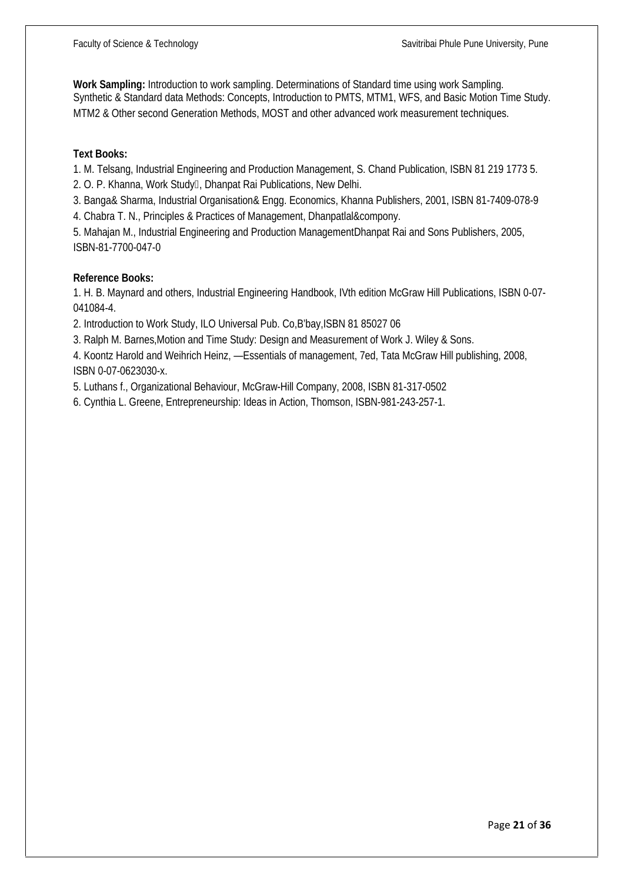**Work Sampling:** Introduction to work sampling. Determinations of Standard time using work Sampling. Synthetic & Standard data Methods: Concepts, Introduction to PMTS, MTM1, WFS, and Basic Motion Time Study. MTM2 & Other second Generation Methods, MOST and other advanced work measurement techniques.

**Text Books:**

1. M. Telsang, Industrial Engineering and Production Management, S. Chand Publication, ISBN 81 219 1773 5.
2. O. P. Khanna, Work Study, Dhanpat Rai Publications, New Delhi.
3. Banga& Sharma, Industrial Organisation& Engg. Economics, Khanna Publishers, 2001, ISBN 81-7409-078-9
4. Chabra T. N., Principles & Practices of Management, Dhanpatlal&compony.
5. Mahajan M., Industrial Engineering and Production ManagementDhanpat Rai and Sons Publishers, 2005, ISBN-81-7700-047-0

**Reference Books:**

1. H. B. Maynard and others, Industrial Engineering Handbook, IVth edition McGraw Hill Publications, ISBN 0-07-041084-4.
2. Introduction to Work Study, ILO Universal Pub. Co,B'bay,ISBN 81 85027 06
3. Ralph M. Barnes,Motion and Time Study: Design and Measurement of Work J. Wiley & Sons.
4. Koontz Harold and Weihrich Heinz, —Essentials of management, 7ed, Tata McGraw Hill publishing, 2008, ISBN 0-07-0623030-x.
5. Luthans f., Organizational Behaviour, McGraw-Hill Company, 2008, ISBN 81-317-0502
6. Cynthia L. Greene, Entrepreneurship: Ideas in Action, Thomson, ISBN-981-243-257-1.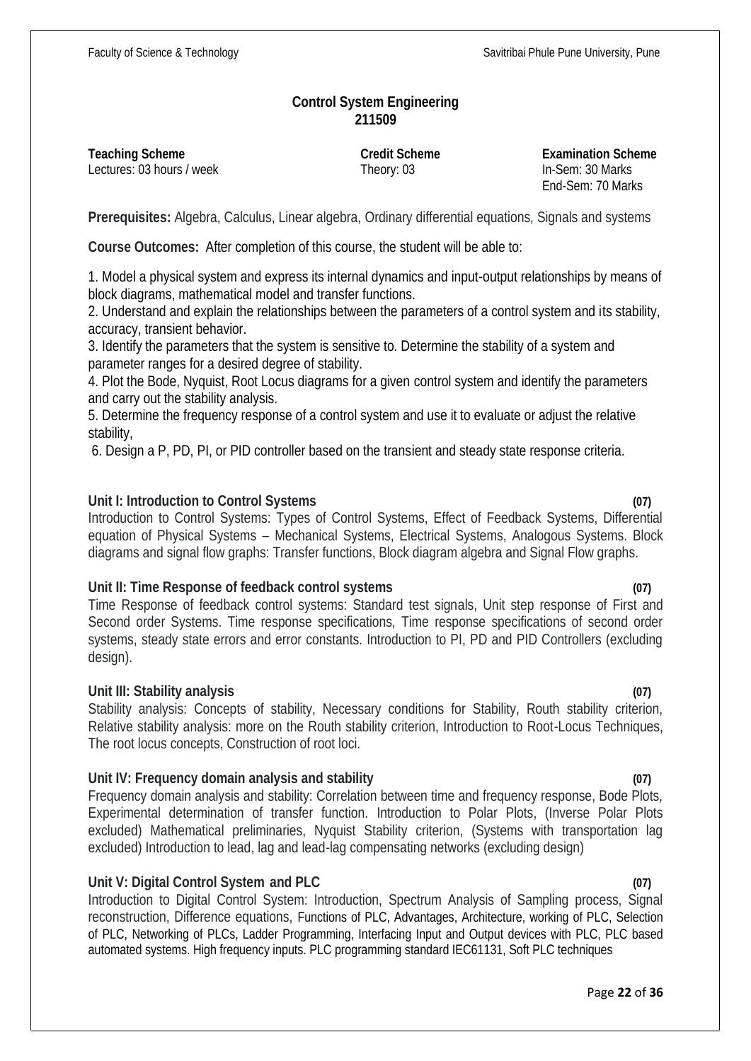# Control System Engineering
## 211509

| **Teaching Scheme** | **Credit Scheme** | **Examination Scheme** |
|---|---|---|
| Lectures: 03 hours / week | Theory: 03 | In-Sem: 30 Marks |
| | | End-Sem: 70 Marks |

**Prerequisites:** Algebra, Calculus, Linear algebra, Ordinary differential equations, Signals and systems

**Course Outcomes:** After completion of this course, the student will be able to:

1. Model a physical system and express its internal dynamics and input-output relationships by means of block diagrams, mathematical model and transfer functions.
2. Understand and explain the relationships between the parameters of a control system and its stability, accuracy, transient behavior.
3. Identify the parameters that the system is sensitive to. Determine the stability of a system and parameter ranges for a desired degree of stability.
4. Plot the Bode, Nyquist, Root Locus diagrams for a given control system and identify the parameters and carry out the stability analysis.
5. Determine the frequency response of a control system and use it to evaluate or adjust the relative stability,
6. Design a P, PD, PI, or PID controller based on the transient and steady state response criteria.

**Unit I: Introduction to Control Systems (07)**

Introduction to Control Systems: Types of Control Systems, Effect of Feedback Systems, Differential equation of Physical Systems – Mechanical Systems, Electrical Systems, Analogous Systems. Block diagrams and signal flow graphs: Transfer functions, Block diagram algebra and Signal Flow graphs.

**Unit II: Time Response of feedback control systems (07)**

Time Response of feedback control systems: Standard test signals, Unit step response of First and Second order Systems. Time response specifications, Time response specifications of second order systems, steady state errors and error constants. Introduction to PI, PD and PID Controllers (excluding design).

**Unit III: Stability analysis (07)**

Stability analysis: Concepts of stability, Necessary conditions for Stability, Routh stability criterion, Relative stability analysis: more on the Routh stability criterion, Introduction to Root-Locus Techniques, The root locus concepts, Construction of root loci.

**Unit IV: Frequency domain analysis and stability (07)**

Frequency domain analysis and stability: Correlation between time and frequency response, Bode Plots, Experimental determination of transfer function. Introduction to Polar Plots, (Inverse Polar Plots excluded) Mathematical preliminaries, Nyquist Stability criterion, (Systems with transportation lag excluded) Introduction to lead, lag and lead-lag compensating networks (excluding design)

**Unit V: Digital Control System and PLC (07)**

Introduction to Digital Control System: Introduction, Spectrum Analysis of Sampling process, Signal reconstruction, Difference equations, Functions of PLC, Advantages, Architecture, working of PLC, Selection of PLC, Networking of PLCs, Ladder Programming, Interfacing Input and Output devices with PLC, PLC based automated systems. High frequency inputs. PLC programming standard IEC61131, Soft PLC techniques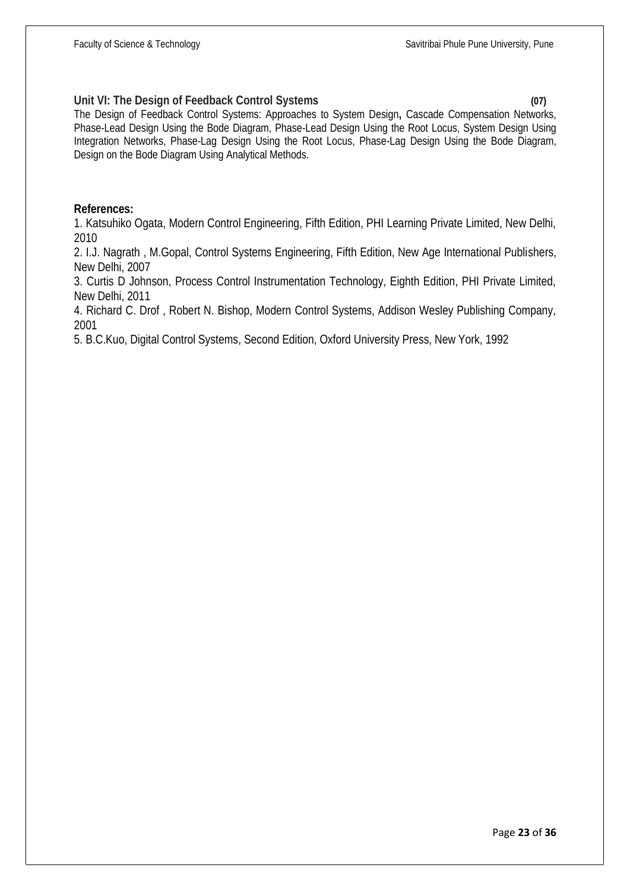**Unit VI: The Design of Feedback Control Systems (07)**

The Design of Feedback Control Systems: Approaches to System Design**,** Cascade Compensation Networks, Phase-Lead Design Using the Bode Diagram, Phase-Lead Design Using the Root Locus, System Design Using Integration Networks, Phase-Lag Design Using the Root Locus, Phase-Lag Design Using the Bode Diagram, Design on the Bode Diagram Using Analytical Methods.

**References:**

1. Katsuhiko Ogata, Modern Control Engineering, Fifth Edition, PHI Learning Private Limited, New Delhi, 2010
2. I.J. Nagrath , M.Gopal, Control Systems Engineering, Fifth Edition, New Age International Publishers, New Delhi, 2007
3. Curtis D Johnson, Process Control Instrumentation Technology, Eighth Edition, PHI Private Limited, New Delhi, 2011
4. Richard C. Drof , Robert N. Bishop, Modern Control Systems, Addison Wesley Publishing Company, 2001
5. B.C.Kuo, Digital Control Systems, Second Edition, Oxford University Press, New York, 1992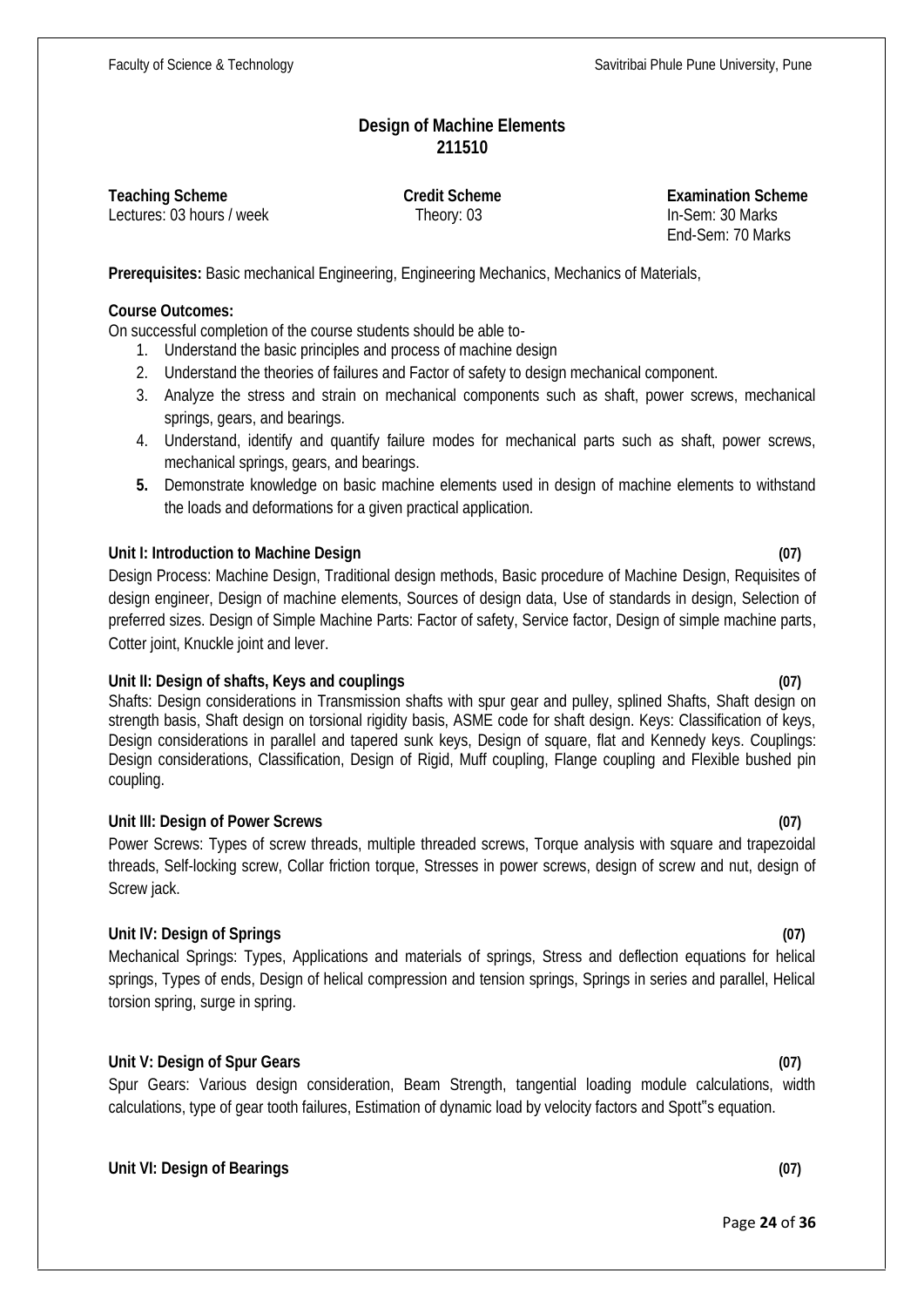## Design of Machine Elements
## 211510

| Teaching Scheme | Credit Scheme | Examination Scheme |
|---|---|---|
| Lectures: 03 hours / week | Theory: 03 | In-Sem: 30 Marks |
| | | End-Sem: 70 Marks |

**Prerequisites:** Basic mechanical Engineering, Engineering Mechanics, Mechanics of Materials,

**Course Outcomes:**

On successful completion of the course students should be able to-

1. Understand the basic principles and process of machine design
2. Understand the theories of failures and Factor of safety to design mechanical component.
3. Analyze the stress and strain on mechanical components such as shaft, power screws, mechanical springs, gears, and bearings.
4. Understand, identify and quantify failure modes for mechanical parts such as shaft, power screws, mechanical springs, gears, and bearings.
5. Demonstrate knowledge on basic machine elements used in design of machine elements to withstand the loads and deformations for a given practical application.

**Unit I: Introduction to Machine Design (07)**

Design Process: Machine Design, Traditional design methods, Basic procedure of Machine Design, Requisites of design engineer, Design of machine elements, Sources of design data, Use of standards in design, Selection of preferred sizes. Design of Simple Machine Parts: Factor of safety, Service factor, Design of simple machine parts, Cotter joint, Knuckle joint and lever.

**Unit II: Design of shafts, Keys and couplings (07)**

Shafts: Design considerations in Transmission shafts with spur gear and pulley, splined Shafts, Shaft design on strength basis, Shaft design on torsional rigidity basis, ASME code for shaft design. Keys: Classification of keys, Design considerations in parallel and tapered sunk keys, Design of square, flat and Kennedy keys. Couplings: Design considerations, Classification, Design of Rigid, Muff coupling, Flange coupling and Flexible bushed pin coupling.

**Unit III: Design of Power Screws (07)**

Power Screws: Types of screw threads, multiple threaded screws, Torque analysis with square and trapezoidal threads, Self-locking screw, Collar friction torque, Stresses in power screws, design of screw and nut, design of Screw jack.

**Unit IV: Design of Springs (07)**

Mechanical Springs: Types, Applications and materials of springs, Stress and deflection equations for helical springs, Types of ends, Design of helical compression and tension springs, Springs in series and parallel, Helical torsion spring, surge in spring.

**Unit V: Design of Spur Gears (07)**

Spur Gears: Various design consideration, Beam Strength, tangential loading module calculations, width calculations, type of gear tooth failures, Estimation of dynamic load by velocity factors and Spott"s equation.

**Unit VI: Design of Bearings (07)**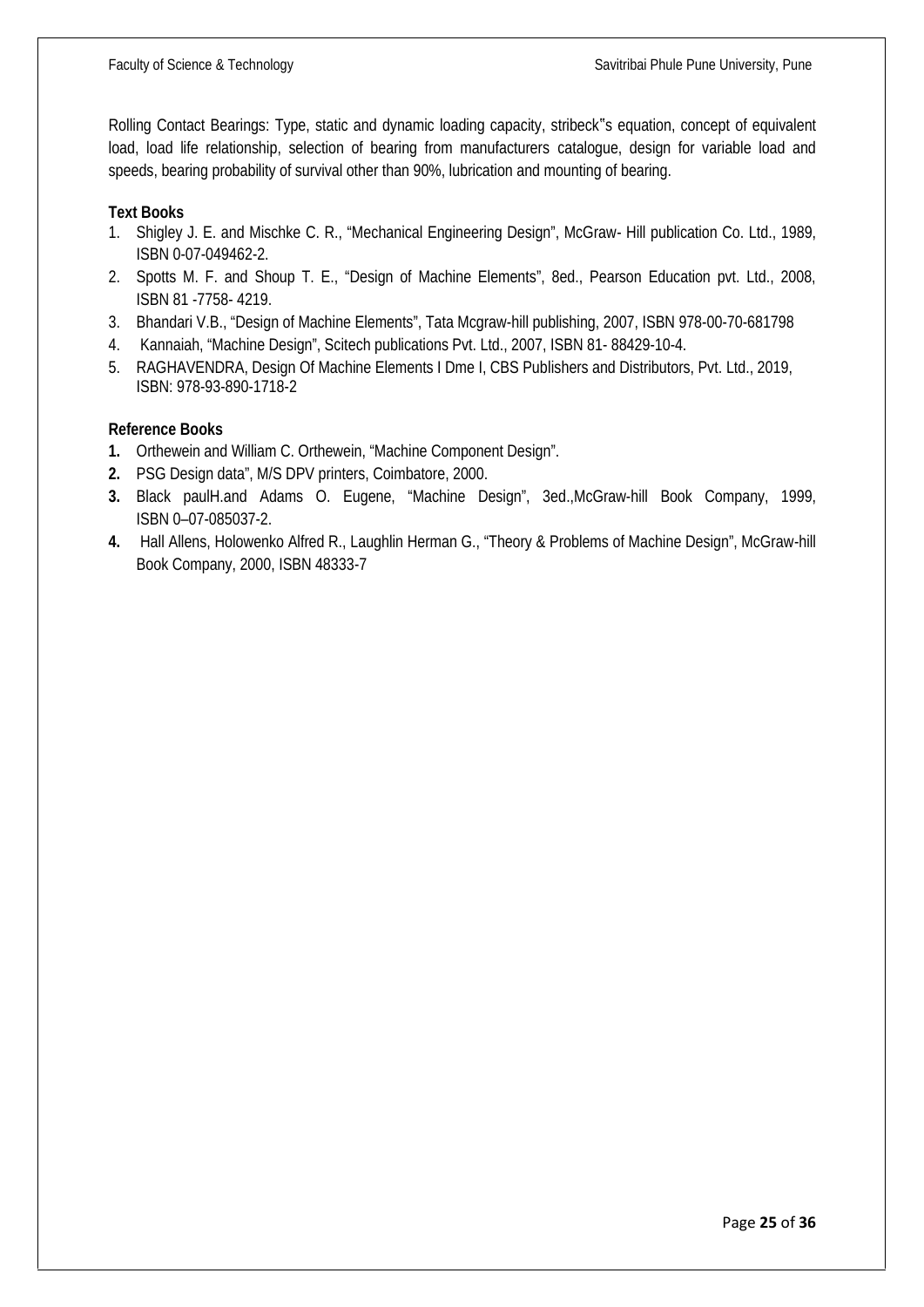Rolling Contact Bearings: Type, static and dynamic loading capacity, stribeck"s equation, concept of equivalent load, load life relationship, selection of bearing from manufacturers catalogue, design for variable load and speeds, bearing probability of survival other than 90%, lubrication and mounting of bearing.

**Text Books**

1. Shigley J. E. and Mischke C. R., "Mechanical Engineering Design", McGraw- Hill publication Co. Ltd., 1989, ISBN 0-07-049462-2.
2. Spotts M. F. and Shoup T. E., "Design of Machine Elements", 8ed., Pearson Education pvt. Ltd., 2008, ISBN 81 -7758- 4219.
3. Bhandari V.B., "Design of Machine Elements", Tata Mcgraw-hill publishing, 2007, ISBN 978-00-70-681798
4. Kannaiah, "Machine Design", Scitech publications Pvt. Ltd., 2007, ISBN 81- 88429-10-4.
5. RAGHAVENDRA, Design Of Machine Elements I Dme I, CBS Publishers and Distributors, Pvt. Ltd., 2019, ISBN: 978-93-890-1718-2

**Reference Books**

1. Orthewein and William C. Orthewein, "Machine Component Design".
2. PSG Design data", M/S DPV printers, Coimbatore, 2000.
3. Black paulH.and Adams O. Eugene, "Machine Design", 3ed.,McGraw-hill Book Company, 1999, ISBN 0–07-085037-2.
4. Hall Allens, Holowenko Alfred R., Laughlin Herman G., "Theory & Problems of Machine Design", McGraw-hill Book Company, 2000, ISBN 48333-7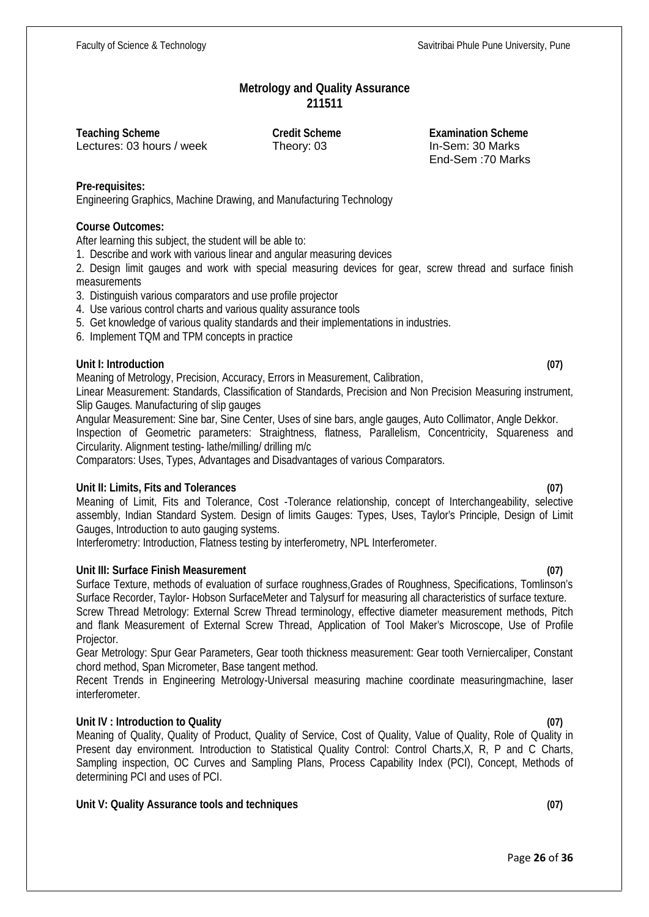## Metrology and Quality Assurance
## 211511

| **Teaching Scheme** | **Credit Scheme** | **Examination Scheme** |
|---|---|---|
| Lectures: 03 hours / week | Theory: 03 | In-Sem: 30 Marks |
| | | End-Sem :70 Marks |

**Pre-requisites:**
Engineering Graphics, Machine Drawing, and Manufacturing Technology

**Course Outcomes:**
After learning this subject, the student will be able to:

1. Describe and work with various linear and angular measuring devices
2. Design limit gauges and work with special measuring devices for gear, screw thread and surface finish measurements
3. Distinguish various comparators and use profile projector
4. Use various control charts and various quality assurance tools
5. Get knowledge of various quality standards and their implementations in industries.
6. Implement TQM and TPM concepts in practice

**Unit I: Introduction (07)**

Meaning of Metrology, Precision, Accuracy, Errors in Measurement, Calibration,
Linear Measurement: Standards, Classification of Standards, Precision and Non Precision Measuring instrument, Slip Gauges. Manufacturing of slip gauges
Angular Measurement: Sine bar, Sine Center, Uses of sine bars, angle gauges, Auto Collimator, Angle Dekkor.
Inspection of Geometric parameters: Straightness, flatness, Parallelism, Concentricity, Squareness and Circularity. Alignment testing- lathe/milling/ drilling m/c
Comparators: Uses, Types, Advantages and Disadvantages of various Comparators.

**Unit II: Limits, Fits and Tolerances (07)**

Meaning of Limit, Fits and Tolerance, Cost -Tolerance relationship, concept of Interchangeability, selective assembly, Indian Standard System. Design of limits Gauges: Types, Uses, Taylor's Principle, Design of Limit Gauges, Introduction to auto gauging systems.
Interferometry: Introduction, Flatness testing by interferometry, NPL Interferometer.

**Unit III: Surface Finish Measurement (07)**

Surface Texture, methods of evaluation of surface roughness,Grades of Roughness, Specifications, Tomlinson's Surface Recorder, Taylor- Hobson SurfaceMeter and Talysurf for measuring all characteristics of surface texture.
Screw Thread Metrology: External Screw Thread terminology, effective diameter measurement methods, Pitch and flank Measurement of External Screw Thread, Application of Tool Maker's Microscope, Use of Profile Projector.
Gear Metrology: Spur Gear Parameters, Gear tooth thickness measurement: Gear tooth Verniercaliper, Constant chord method, Span Micrometer, Base tangent method.
Recent Trends in Engineering Metrology-Universal measuring machine coordinate measuringmachine, laser interferometer.

**Unit IV : Introduction to Quality (07)**

Meaning of Quality, Quality of Product, Quality of Service, Cost of Quality, Value of Quality, Role of Quality in Present day environment. Introduction to Statistical Quality Control: Control Charts,X, R, P and C Charts, Sampling inspection, OC Curves and Sampling Plans, Process Capability Index (PCI), Concept, Methods of determining PCI and uses of PCI.

**Unit V: Quality Assurance tools and techniques (07)**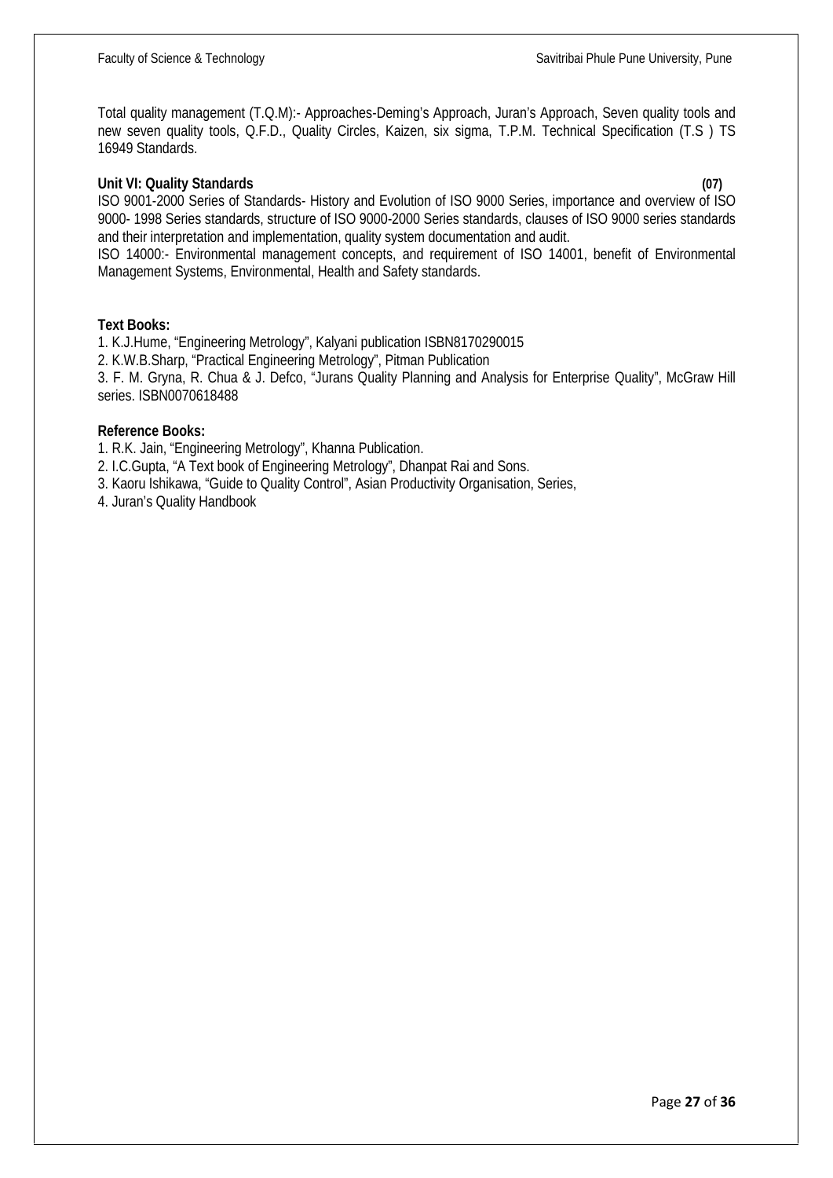Total quality management (T.Q.M):- Approaches-Deming's Approach, Juran's Approach, Seven quality tools and new seven quality tools, Q.F.D., Quality Circles, Kaizen, six sigma, T.P.M. Technical Specification (T.S ) TS 16949 Standards.

**Unit VI: Quality Standards** **(07)**

ISO 9001-2000 Series of Standards- History and Evolution of ISO 9000 Series, importance and overview of ISO 9000- 1998 Series standards, structure of ISO 9000-2000 Series standards, clauses of ISO 9000 series standards and their interpretation and implementation, quality system documentation and audit.

ISO 14000:- Environmental management concepts, and requirement of ISO 14001, benefit of Environmental Management Systems, Environmental, Health and Safety standards.

**Text Books:**

1. K.J.Hume, "Engineering Metrology", Kalyani publication ISBN8170290015
2. K.W.B.Sharp, "Practical Engineering Metrology", Pitman Publication
3. F. M. Gryna, R. Chua & J. Defco, "Jurans Quality Planning and Analysis for Enterprise Quality", McGraw Hill series. ISBN0070618488

**Reference Books:**

1. R.K. Jain, "Engineering Metrology", Khanna Publication.
2. I.C.Gupta, "A Text book of Engineering Metrology", Dhanpat Rai and Sons.
3. Kaoru Ishikawa, "Guide to Quality Control", Asian Productivity Organisation, Series,
4. Juran's Quality Handbook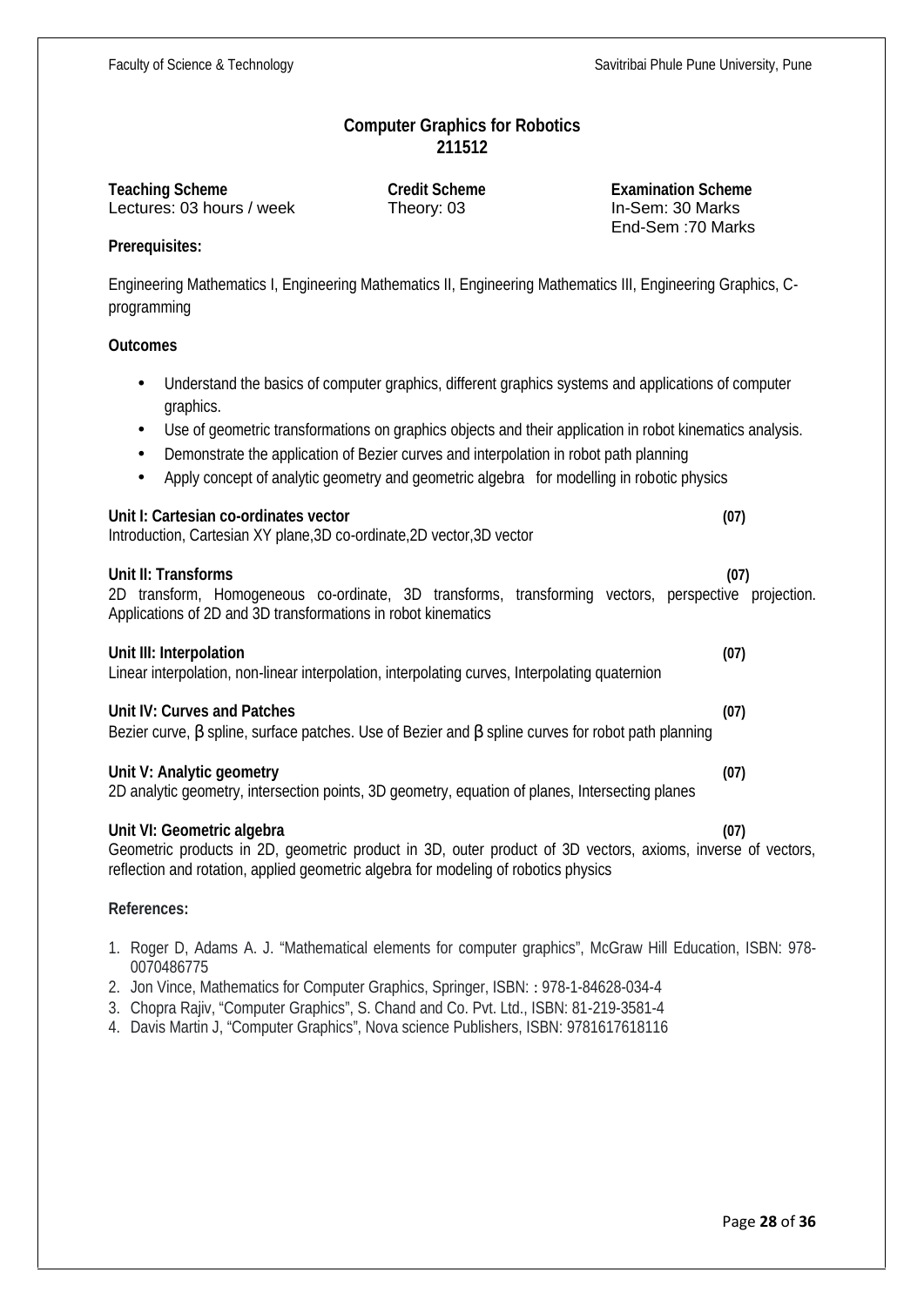# Computer Graphics for Robotics
## 211512

| Teaching Scheme | Credit Scheme | Examination Scheme |
|---|---|---|
| Lectures: 03 hours / week | Theory: 03 | In-Sem: 30 Marks |
| | | End-Sem :70 Marks |

**Prerequisites:**

Engineering Mathematics I, Engineering Mathematics II, Engineering Mathematics III, Engineering Graphics, C-programming

**Outcomes**

- Understand the basics of computer graphics, different graphics systems and applications of computer graphics.
- Use of geometric transformations on graphics objects and their application in robot kinematics analysis.
- Demonstrate the application of Bezier curves and interpolation in robot path planning
- Apply concept of analytic geometry and geometric algebra for modelling in robotic physics

**Unit I: Cartesian co-ordinates vector** **(07)**
Introduction, Cartesian XY plane,3D co-ordinate,2D vector,3D vector

**Unit II: Transforms** **(07)**
2D transform, Homogeneous co-ordinate, 3D transforms, transforming vectors, perspective projection. Applications of 2D and 3D transformations in robot kinematics

**Unit III: Interpolation** **(07)**
Linear interpolation, non-linear interpolation, interpolating curves, Interpolating quaternion

**Unit IV: Curves and Patches** **(07)**
Bezier curve, β spline, surface patches. Use of Bezier and β spline curves for robot path planning

**Unit V: Analytic geometry** **(07)**
2D analytic geometry, intersection points, 3D geometry, equation of planes, Intersecting planes

**Unit VI: Geometric algebra** **(07)**
Geometric products in 2D, geometric product in 3D, outer product of 3D vectors, axioms, inverse of vectors, reflection and rotation, applied geometric algebra for modeling of robotics physics

**References:**

1. Roger D, Adams A. J. "Mathematical elements for computer graphics", McGraw Hill Education, ISBN: 978-0070486775
2. Jon Vince, Mathematics for Computer Graphics, Springer, ISBN: : 978-1-84628-034-4
3. Chopra Rajiv, "Computer Graphics", S. Chand and Co. Pvt. Ltd., ISBN: 81-219-3581-4
4. Davis Martin J, "Computer Graphics", Nova science Publishers, ISBN: 9781617618116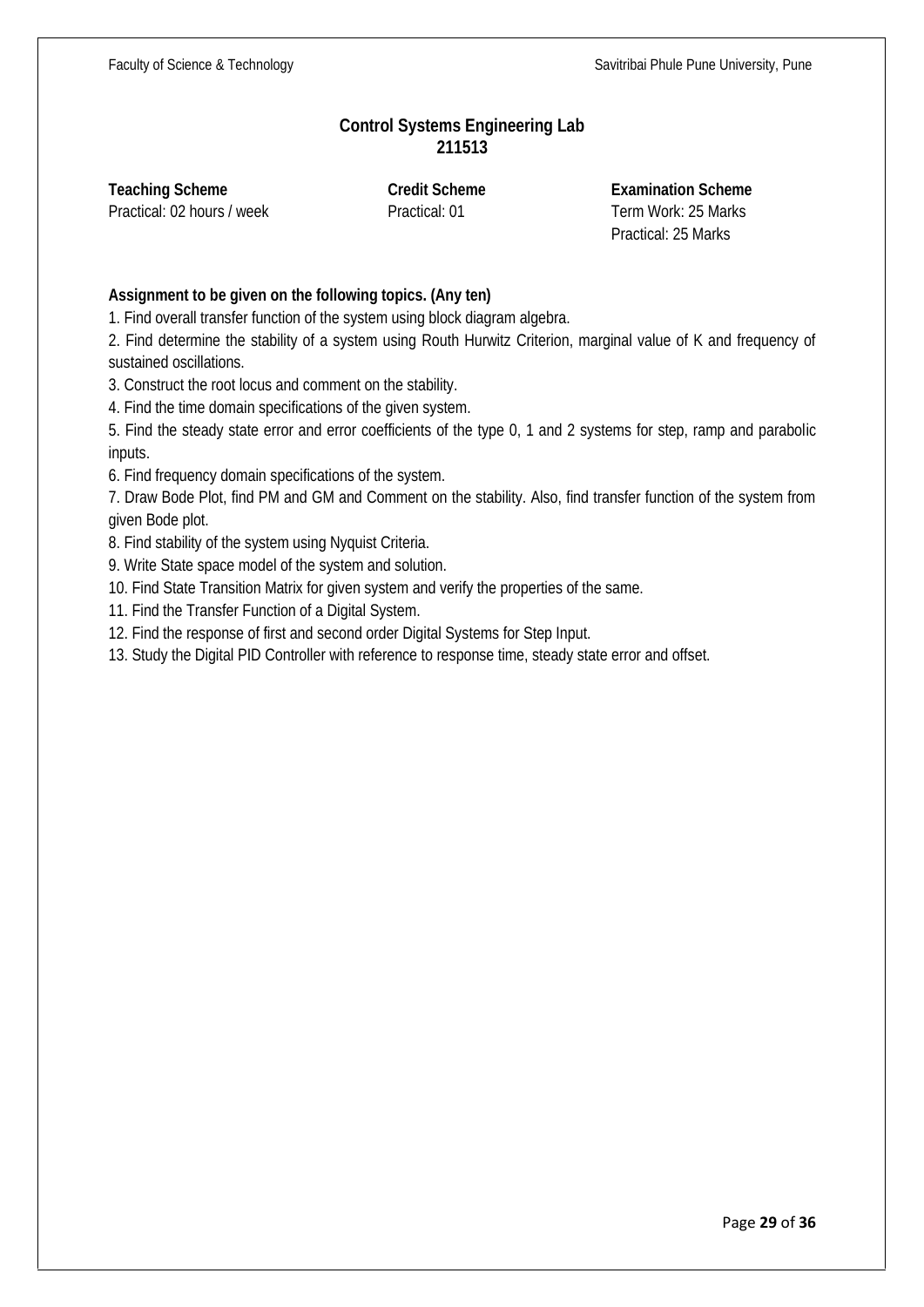## Control Systems Engineering Lab
## 211513

| **Teaching Scheme** | **Credit Scheme** | **Examination Scheme** |
|---|---|---|
| Practical: 02 hours / week | Practical: 01 | Term Work: 25 Marks |
| | | Practical: 25 Marks |

**Assignment to be given on the following topics. (Any ten)**

1. Find overall transfer function of the system using block diagram algebra.
2. Find determine the stability of a system using Routh Hurwitz Criterion, marginal value of K and frequency of sustained oscillations.
3. Construct the root locus and comment on the stability.
4. Find the time domain specifications of the given system.
5. Find the steady state error and error coefficients of the type 0, 1 and 2 systems for step, ramp and parabolic inputs.
6. Find frequency domain specifications of the system.
7. Draw Bode Plot, find PM and GM and Comment on the stability. Also, find transfer function of the system from given Bode plot.
8. Find stability of the system using Nyquist Criteria.
9. Write State space model of the system and solution.
10. Find State Transition Matrix for given system and verify the properties of the same.
11. Find the Transfer Function of a Digital System.
12. Find the response of first and second order Digital Systems for Step Input.
13. Study the Digital PID Controller with reference to response time, steady state error and offset.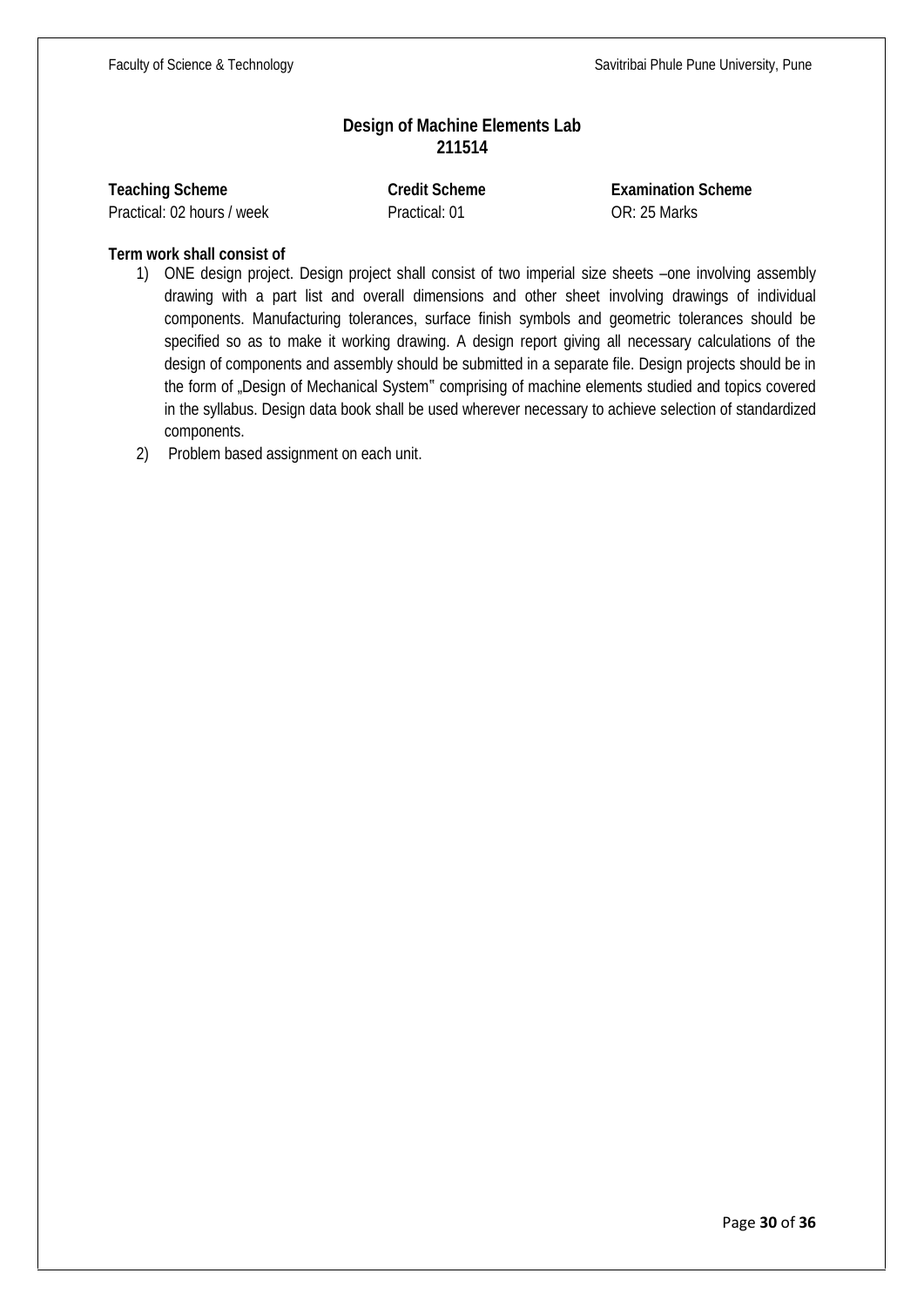# Design of Machine Elements Lab
## 211514

| **Teaching Scheme** | **Credit Scheme** | **Examination Scheme** |
|---|---|---|
| Practical: 02 hours / week | Practical: 01 | OR: 25 Marks |

**Term work shall consist of**

1) ONE design project. Design project shall consist of two imperial size sheets –one involving assembly drawing with a part list and overall dimensions and other sheet involving drawings of individual components. Manufacturing tolerances, surface finish symbols and geometric tolerances should be specified so as to make it working drawing. A design report giving all necessary calculations of the design of components and assembly should be submitted in a separate file. Design projects should be in the form of „Design of Mechanical System" comprising of machine elements studied and topics covered in the syllabus. Design data book shall be used wherever necessary to achieve selection of standardized components.
2) Problem based assignment on each unit.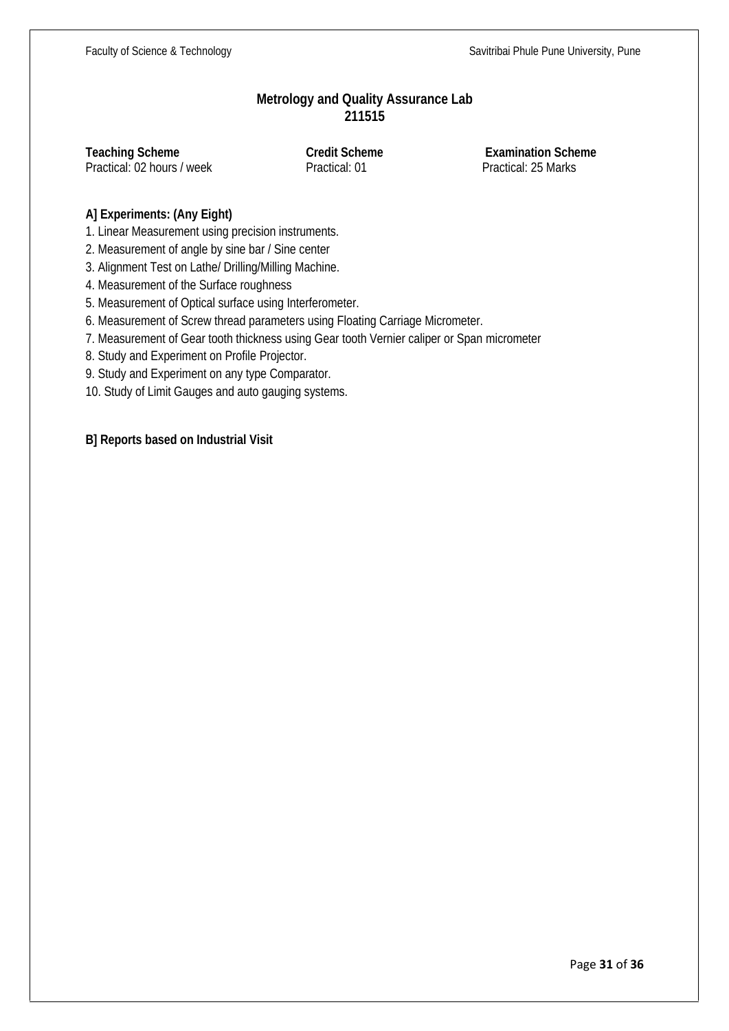## Metrology and Quality Assurance Lab
## 211515

| Teaching Scheme | Credit Scheme | Examination Scheme |
|---|---|---|
| Practical: 02 hours / week | Practical: 01 | Practical: 25 Marks |

**A] Experiments: (Any Eight)**

1. Linear Measurement using precision instruments.
2. Measurement of angle by sine bar / Sine center
3. Alignment Test on Lathe/ Drilling/Milling Machine.
4. Measurement of the Surface roughness
5. Measurement of Optical surface using Interferometer.
6. Measurement of Screw thread parameters using Floating Carriage Micrometer.
7. Measurement of Gear tooth thickness using Gear tooth Vernier caliper or Span micrometer
8. Study and Experiment on Profile Projector.
9. Study and Experiment on any type Comparator.
10. Study of Limit Gauges and auto gauging systems.

**B] Reports based on Industrial Visit**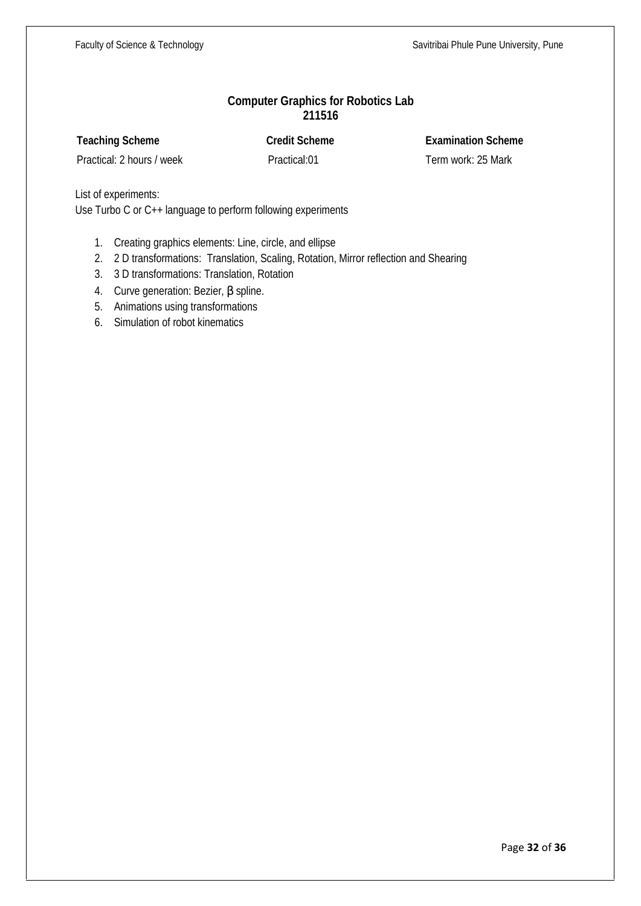## Computer Graphics for Robotics Lab
## 211516

| Teaching Scheme | Credit Scheme | Examination Scheme |
|---|---|---|
| Practical: 2 hours / week | Practical:01 | Term work: 25 Mark |

List of experiments:
Use Turbo C or C++ language to perform following experiments

1. Creating graphics elements: Line, circle, and ellipse
2. 2 D transformations: Translation, Scaling, Rotation, Mirror reflection and Shearing
3. 3 D transformations: Translation, Rotation
4. Curve generation: Bezier, β spline.
5. Animations using transformations
6. Simulation of robot kinematics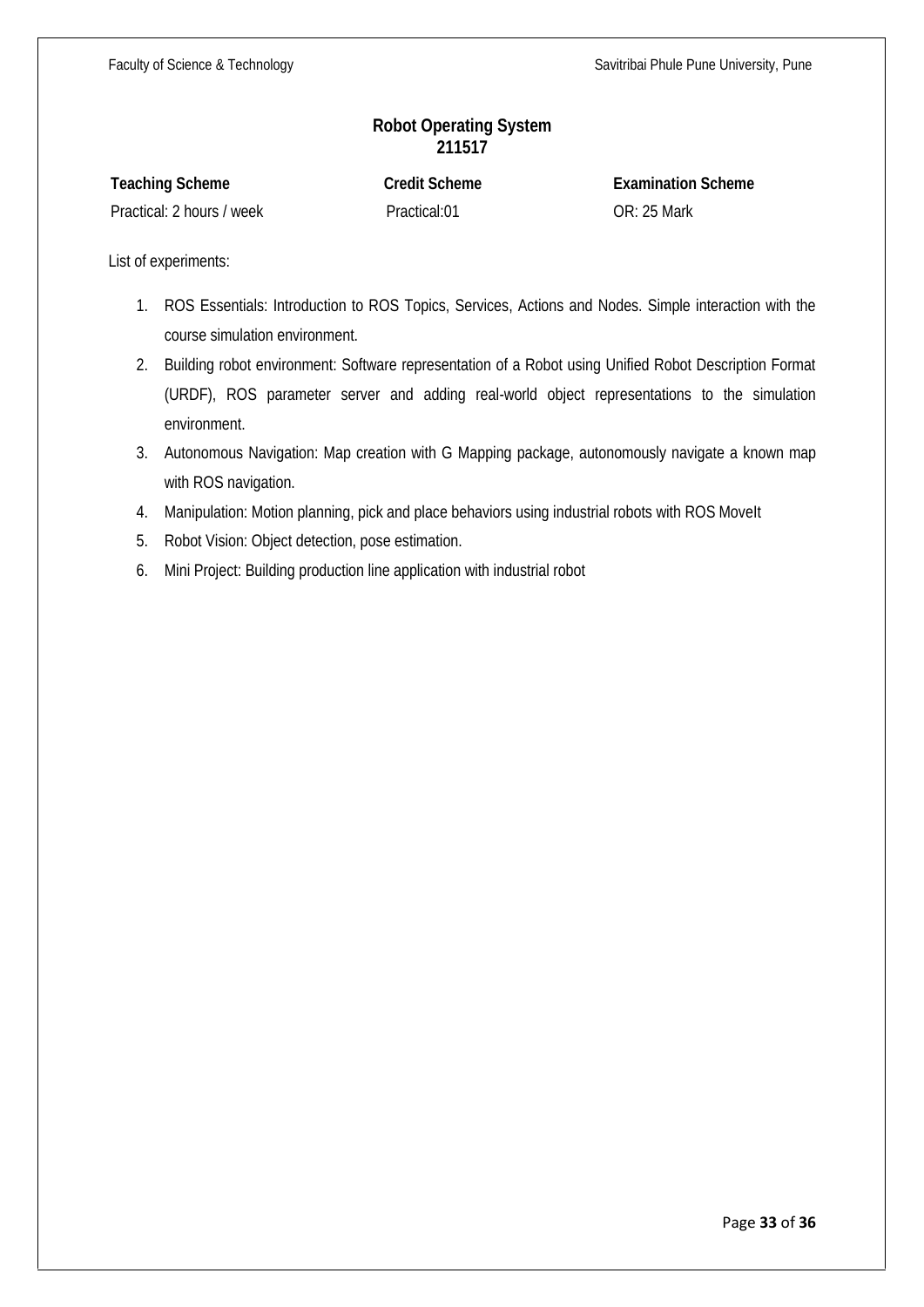## Robot Operating System
## 211517

| Teaching Scheme | Credit Scheme | Examination Scheme |
|---|---|---|
| Practical: 2 hours / week | Practical:01 | OR: 25 Mark |

List of experiments:

1. ROS Essentials: Introduction to ROS Topics, Services, Actions and Nodes. Simple interaction with the course simulation environment.
2. Building robot environment: Software representation of a Robot using Unified Robot Description Format (URDF), ROS parameter server and adding real-world object representations to the simulation environment.
3. Autonomous Navigation: Map creation with G Mapping package, autonomously navigate a known map with ROS navigation.
4. Manipulation: Motion planning, pick and place behaviors using industrial robots with ROS MoveIt
5. Robot Vision: Object detection, pose estimation.
6. Mini Project: Building production line application with industrial robot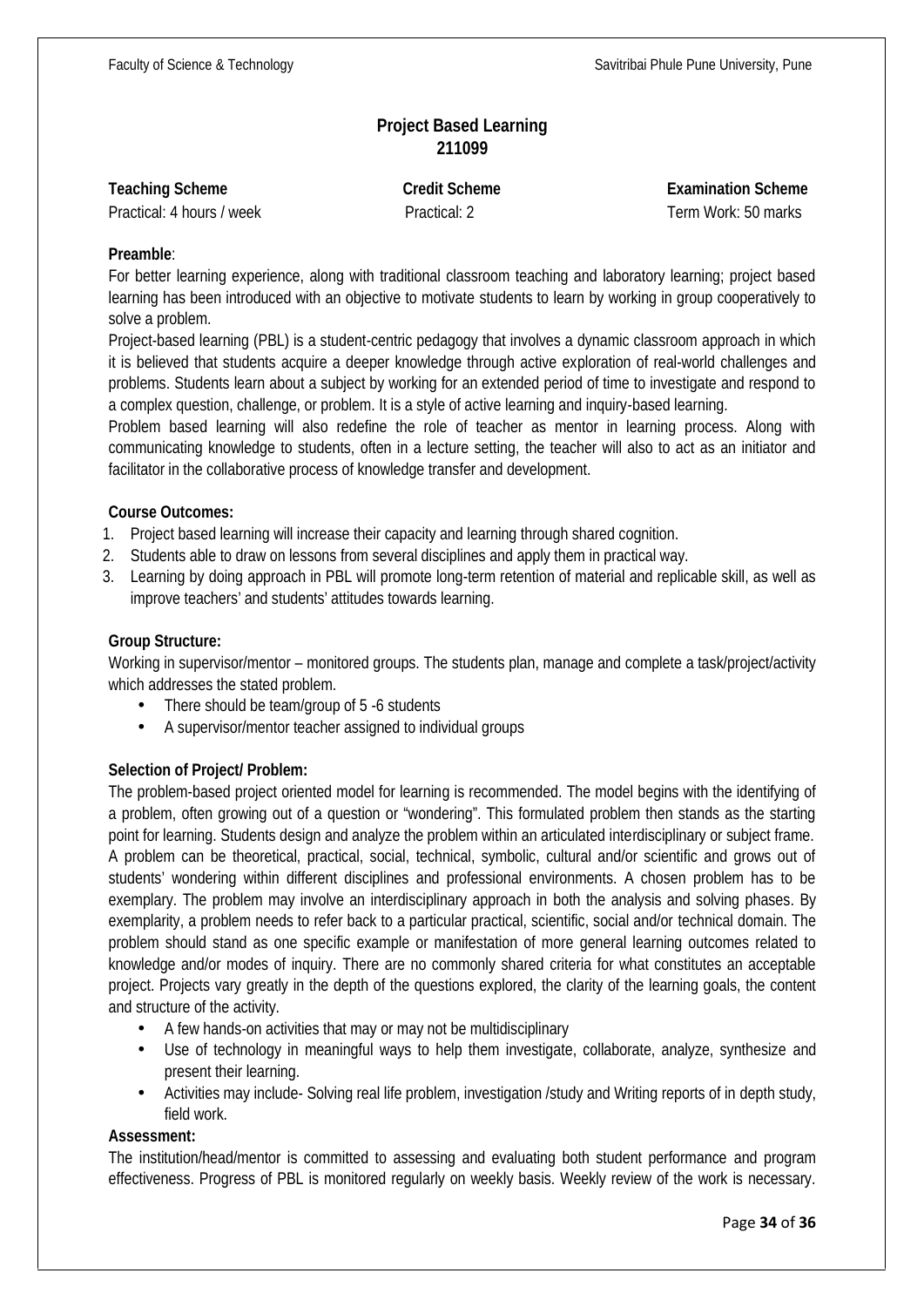# Project Based Learning
## 211099

| **Teaching Scheme** | **Credit Scheme** | **Examination Scheme** |
|---|---|---|
| Practical: 4 hours / week | Practical: 2 | Term Work: 50 marks |

**Preamble**:

For better learning experience, along with traditional classroom teaching and laboratory learning; project based learning has been introduced with an objective to motivate students to learn by working in group cooperatively to solve a problem.

Project-based learning (PBL) is a student-centric pedagogy that involves a dynamic classroom approach in which it is believed that students acquire a deeper knowledge through active exploration of real-world challenges and problems. Students learn about a subject by working for an extended period of time to investigate and respond to a complex question, challenge, or problem. It is a style of active learning and inquiry-based learning.

Problem based learning will also redefine the role of teacher as mentor in learning process. Along with communicating knowledge to students, often in a lecture setting, the teacher will also to act as an initiator and facilitator in the collaborative process of knowledge transfer and development.

**Course Outcomes:**

1. Project based learning will increase their capacity and learning through shared cognition.
2. Students able to draw on lessons from several disciplines and apply them in practical way.
3. Learning by doing approach in PBL will promote long-term retention of material and replicable skill, as well as improve teachers' and students' attitudes towards learning.

**Group Structure:**

Working in supervisor/mentor – monitored groups. The students plan, manage and complete a task/project/activity which addresses the stated problem.

- There should be team/group of 5 -6 students
- A supervisor/mentor teacher assigned to individual groups

**Selection of Project/ Problem:**

The problem-based project oriented model for learning is recommended. The model begins with the identifying of a problem, often growing out of a question or "wondering". This formulated problem then stands as the starting point for learning. Students design and analyze the problem within an articulated interdisciplinary or subject frame. A problem can be theoretical, practical, social, technical, symbolic, cultural and/or scientific and grows out of students' wondering within different disciplines and professional environments. A chosen problem has to be exemplary. The problem may involve an interdisciplinary approach in both the analysis and solving phases. By exemplarity, a problem needs to refer back to a particular practical, scientific, social and/or technical domain. The problem should stand as one specific example or manifestation of more general learning outcomes related to knowledge and/or modes of inquiry. There are no commonly shared criteria for what constitutes an acceptable project. Projects vary greatly in the depth of the questions explored, the clarity of the learning goals, the content and structure of the activity.

- A few hands-on activities that may or may not be multidisciplinary
- Use of technology in meaningful ways to help them investigate, collaborate, analyze, synthesize and present their learning.
- Activities may include- Solving real life problem, investigation /study and Writing reports of in depth study, field work.

**Assessment:**

The institution/head/mentor is committed to assessing and evaluating both student performance and program effectiveness. Progress of PBL is monitored regularly on weekly basis. Weekly review of the work is necessary.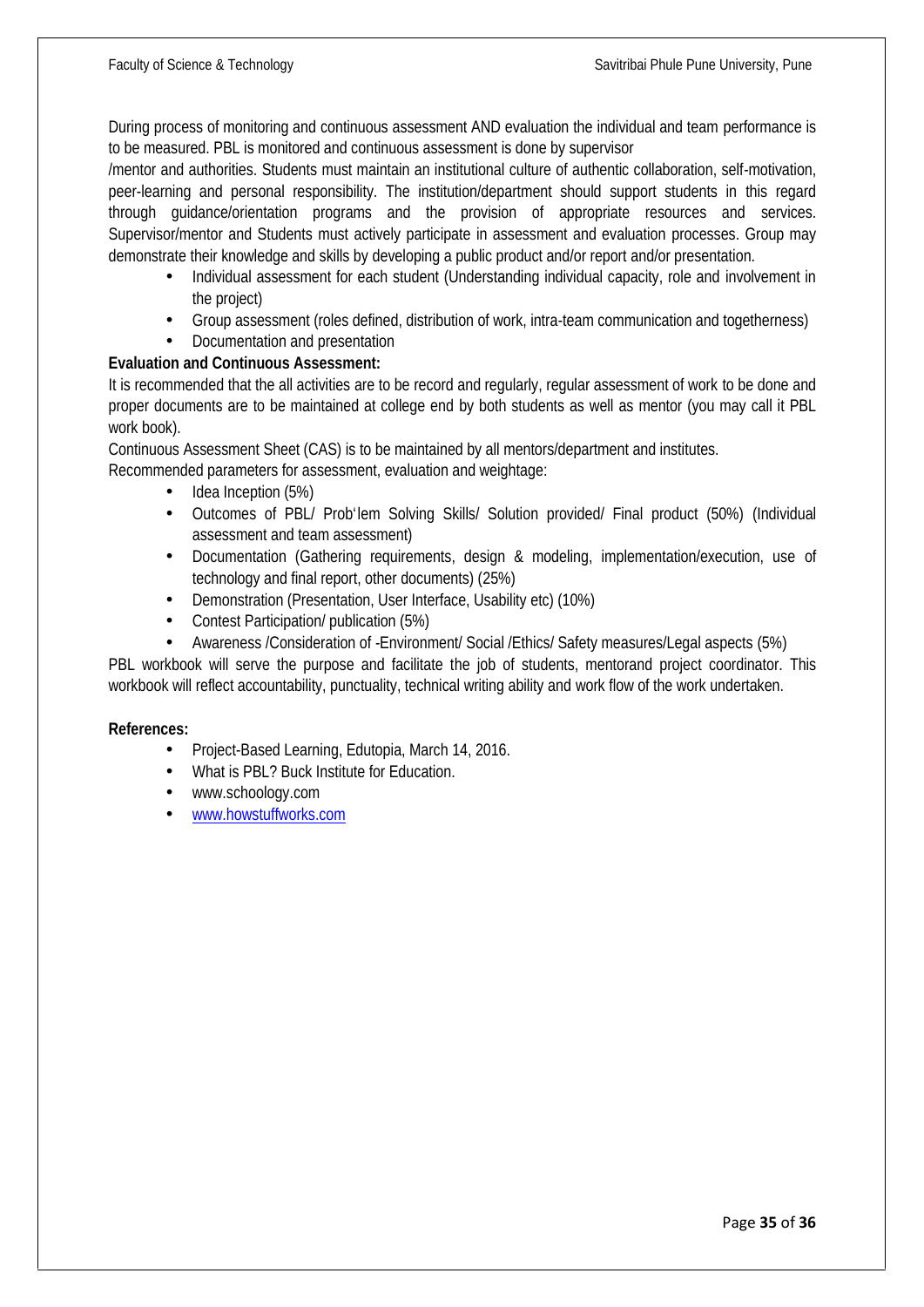During process of monitoring and continuous assessment AND evaluation the individual and team performance is to be measured. PBL is monitored and continuous assessment is done by supervisor /mentor and authorities. Students must maintain an institutional culture of authentic collaboration, self-motivation, peer-learning and personal responsibility. The institution/department should support students in this regard through guidance/orientation programs and the provision of appropriate resources and services. Supervisor/mentor and Students must actively participate in assessment and evaluation processes. Group may demonstrate their knowledge and skills by developing a public product and/or report and/or presentation.

- Individual assessment for each student (Understanding individual capacity, role and involvement in the project)
- Group assessment (roles defined, distribution of work, intra-team communication and togetherness)
- Documentation and presentation

**Evaluation and Continuous Assessment:**

It is recommended that the all activities are to be record and regularly, regular assessment of work to be done and proper documents are to be maintained at college end by both students as well as mentor (you may call it PBL work book).

Continuous Assessment Sheet (CAS) is to be maintained by all mentors/department and institutes.

Recommended parameters for assessment, evaluation and weightage:

- Idea Inception (5%)
- Outcomes of PBL/ Prob'lem Solving Skills/ Solution provided/ Final product (50%) (Individual assessment and team assessment)
- Documentation (Gathering requirements, design & modeling, implementation/execution, use of technology and final report, other documents) (25%)
- Demonstration (Presentation, User Interface, Usability etc) (10%)
- Contest Participation/ publication (5%)
- Awareness /Consideration of -Environment/ Social /Ethics/ Safety measures/Legal aspects (5%)

PBL workbook will serve the purpose and facilitate the job of students, mentorand project coordinator. This workbook will reflect accountability, punctuality, technical writing ability and work flow of the work undertaken.

**References:**

- Project-Based Learning, Edutopia, March 14, 2016.
- What is PBL? Buck Institute for Education.
- www.schoology.com
- www.howstuffworks.com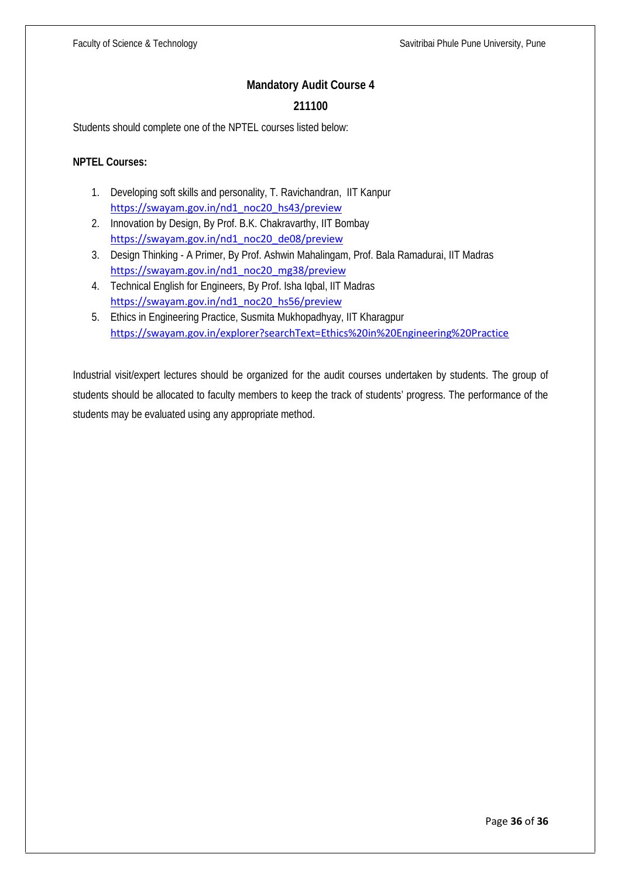## Mandatory Audit Course 4

### 211100

Students should complete one of the NPTEL courses listed below:

**NPTEL Courses:**

1. Developing soft skills and personality, T. Ravichandran, IIT Kanpur
   https://swayam.gov.in/nd1_noc20_hs43/preview
2. Innovation by Design, By Prof. B.K. Chakravarthy, IIT Bombay
   https://swayam.gov.in/nd1_noc20_de08/preview
3. Design Thinking - A Primer, By Prof. Ashwin Mahalingam, Prof. Bala Ramadurai, IIT Madras
   https://swayam.gov.in/nd1_noc20_mg38/preview
4. Technical English for Engineers, By Prof. Isha Iqbal, IIT Madras
   https://swayam.gov.in/nd1_noc20_hs56/preview
5. Ethics in Engineering Practice, Susmita Mukhopadhyay, IIT Kharagpur
   https://swayam.gov.in/explorer?searchText=Ethics%20in%20Engineering%20Practice

Industrial visit/expert lectures should be organized for the audit courses undertaken by students. The group of students should be allocated to faculty members to keep the track of students' progress. The performance of the students may be evaluated using any appropriate method.